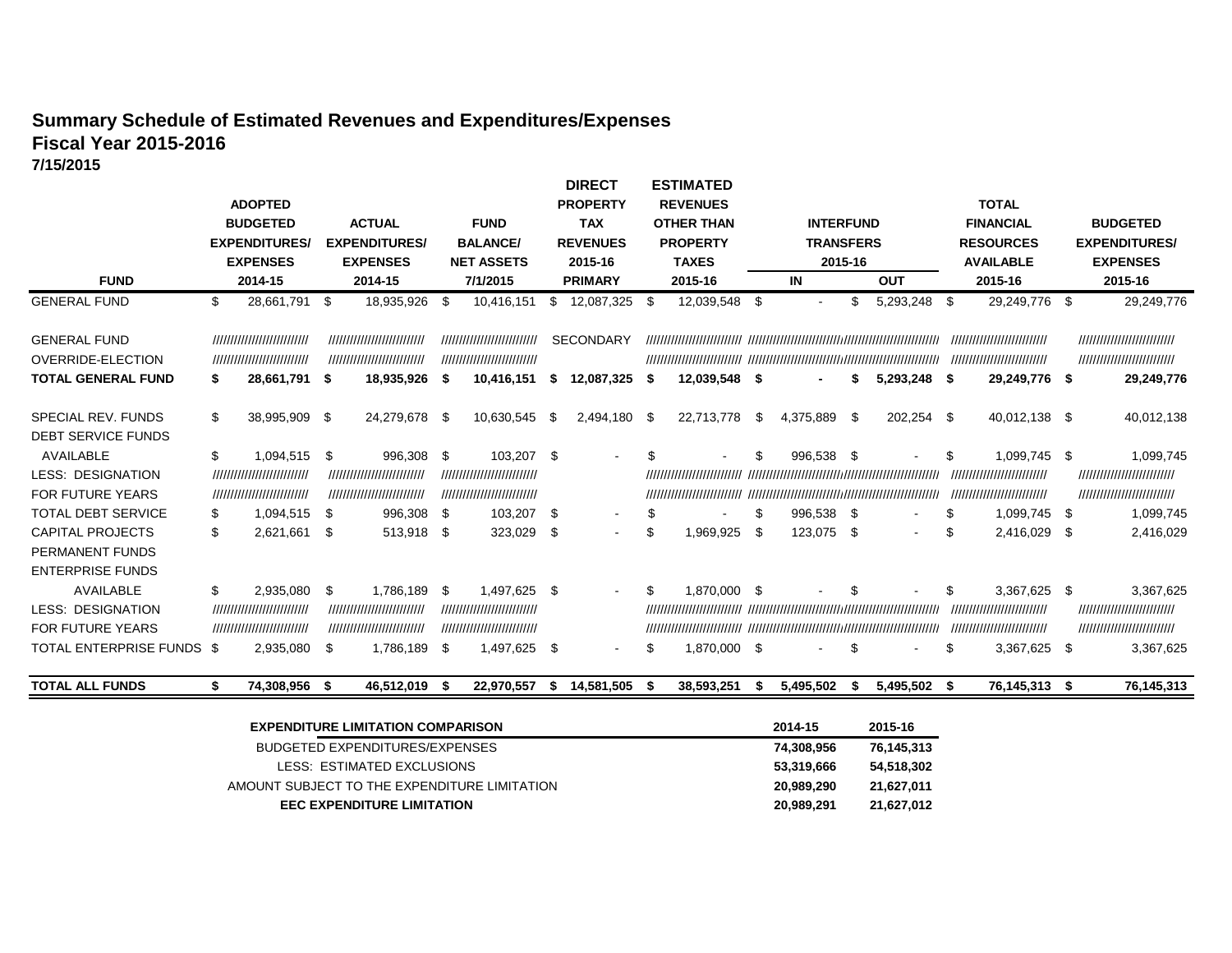# Summary Schedule of Estimated Revenues and Expenditures/Expenses
## Fiscal Year 2015-2016
**7/15/2015**

| FUND | ADOPTED BUDGETED EXPENDITURES/ EXPENSES 2014-15 | ACTUAL EXPENDITURES/ EXPENSES 2014-15 | FUND BALANCE/ NET ASSETS 7/1/2015 | DIRECT PROPERTY TAX REVENUES 2015-16 PRIMARY | ESTIMATED REVENUES OTHER THAN PROPERTY TAXES 2015-16 | INTERFUND TRANSFERS 2015-16 IN | INTERFUND TRANSFERS 2015-16 OUT | TOTAL FINANCIAL RESOURCES AVAILABLE 2015-16 | BUDGETED EXPENDITURES/ EXPENSES 2015-16 |
|---|---|---|---|---|---|---|---|---|---|
| GENERAL FUND | $ 28,661,791 | $ 18,935,926 | $ 10,416,151 | $ 12,087,325 | $ 12,039,548 | $ - | $ 5,293,248 | $ 29,249,776 | $ 29,249,776 |
| GENERAL FUND | ////////////////////////// | ////////////////////////// | ////////////////////////// | SECONDARY | ////////////////////////// | ////////////////////////// | ////////////////////////// | ////////////////////////// | ////////////////////////// |
| OVERRIDE-ELECTION | ////////////////////////// | ////////////////////////// | ////////////////////////// | | ////////////////////////// | ////////////////////////// | ////////////////////////// | ////////////////////////// | ////////////////////////// |
| **TOTAL GENERAL FUND** | **$ 28,661,791** | **$ 18,935,926** | **$ 10,416,151** | **$ 12,087,325** | **$ 12,039,548** | **$ -** | **$ 5,293,248** | **$ 29,249,776** | **$ 29,249,776** |
| SPECIAL REV. FUNDS | $ 38,995,909 | $ 24,279,678 | $ 10,630,545 | $ 2,494,180 | $ 22,713,778 | $ 4,375,889 | $ 202,254 | $ 40,012,138 | $ 40,012,138 |
| DEBT SERVICE FUNDS | | | | | | | | | |
| AVAILABLE | $ 1,094,515 | $ 996,308 | $ 103,207 | $ - | $ - | $ 996,538 | $ - | $ 1,099,745 | $ 1,099,745 |
| LESS: DESIGNATION | ////////////////////////// | ////////////////////////// | ////////////////////////// | | ////////////////////////// | ////////////////////////// | ////////////////////////// | ////////////////////////// | ////////////////////////// |
| FOR FUTURE YEARS | ////////////////////////// | ////////////////////////// | ////////////////////////// | | ////////////////////////// | ////////////////////////// | ////////////////////////// | ////////////////////////// | ////////////////////////// |
| TOTAL DEBT SERVICE | $ 1,094,515 | $ 996,308 | $ 103,207 | $ - | $ - | $ 996,538 | $ - | $ 1,099,745 | $ 1,099,745 |
| CAPITAL PROJECTS | $ 2,621,661 | $ 513,918 | $ 323,029 | $ - | $ 1,969,925 | $ 123,075 | $ - | $ 2,416,029 | $ 2,416,029 |
| PERMANENT FUNDS | | | | | | | | | |
| ENTERPRISE FUNDS | | | | | | | | | |
| AVAILABLE | $ 2,935,080 | $ 1,786,189 | $ 1,497,625 | $ - | $ 1,870,000 | $ - | $ - | $ 3,367,625 | $ 3,367,625 |
| LESS: DESIGNATION | ////////////////////////// | ////////////////////////// | ////////////////////////// | | ////////////////////////// | ////////////////////////// | ////////////////////////// | ////////////////////////// | ////////////////////////// |
| FOR FUTURE YEARS | ////////////////////////// | ////////////////////////// | ////////////////////////// | | ////////////////////////// | ////////////////////////// | ////////////////////////// | ////////////////////////// | ////////////////////////// |
| TOTAL ENTERPRISE FUNDS | $ 2,935,080 | $ 1,786,189 | $ 1,497,625 | $ - | $ 1,870,000 | $ - | $ - | $ 3,367,625 | $ 3,367,625 |
| **TOTAL ALL FUNDS** | **$ 74,308,956** | **$ 46,512,019** | **$ 22,970,557** | **$ 14,581,505** | **$ 38,593,251** | **$ 5,495,502** | **$ 5,495,502** | **$ 76,145,313** | **$ 76,145,313** |

| **EXPENDITURE LIMITATION COMPARISON** | **2014-15** | **2015-16** |
|---|---|---|
| BUDGETED EXPENDITURES/EXPENSES | **74,308,956** | **76,145,313** |
| LESS: ESTIMATED EXCLUSIONS | **53,319,666** | **54,518,302** |
| AMOUNT SUBJECT TO THE EXPENDITURE LIMITATION | **20,989,290** | **21,627,011** |
| **EEC EXPENDITURE LIMITATION** | **20,989,291** | **21,627,012** |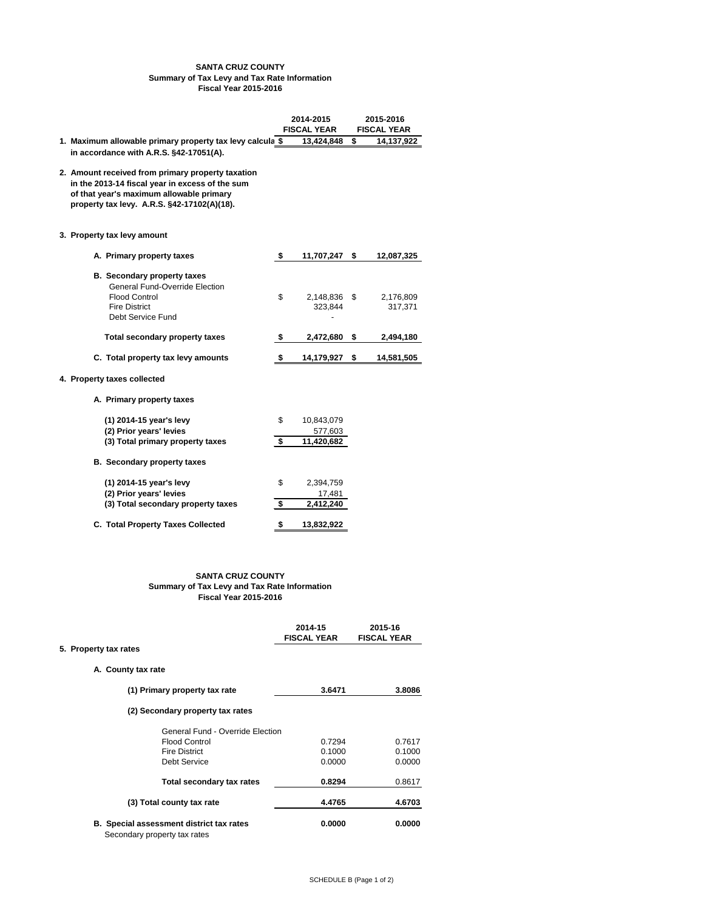**SANTA CRUZ COUNTY**
**Summary of Tax Levy and Tax Rate Information**
**Fiscal Year 2015-2016**

| | 2014-2015 FISCAL YEAR | 2015-2016 FISCAL YEAR |
|---|---|---|
| **1. Maximum allowable primary property tax levy calcula in accordance with A.R.S. §42-17051(A).** | **$ 13,424,848** | **$ 14,137,922** |
| **2. Amount received from primary property taxation in the 2013-14 fiscal year in excess of the sum of that year's maximum allowable primary property tax levy. A.R.S. §42-17102(A)(18).** | | |
| **3. Property tax levy amount** | | |
| **A. Primary property taxes** | **$ 11,707,247** | **$ 12,087,325** |
| **B. Secondary property taxes** | | |
| General Fund-Override Election | | |
| Flood Control | $ 2,148,836 | $ 2,176,809 |
| Fire District | 323,844 | 317,371 |
| Debt Service Fund | - | |
| **Total secondary property taxes** | **$ 2,472,680** | **$ 2,494,180** |
| **C. Total property tax levy amounts** | **$ 14,179,927** | **$ 14,581,505** |
| **4. Property taxes collected** | | |
| **A. Primary property taxes** | | |
| **(1) 2014-15 year's levy** | $ 10,843,079 | |
| **(2) Prior years' levies** | 577,603 | |
| **(3) Total primary property taxes** | **$ 11,420,682** | |
| **B. Secondary property taxes** | | |
| **(1) 2014-15 year's levy** | $ 2,394,759 | |
| **(2) Prior years' levies** | 17,481 | |
| **(3) Total secondary property taxes** | **$ 2,412,240** | |
| **C. Total Property Taxes Collected** | **$ 13,832,922** | |

**SANTA CRUZ COUNTY**
**Summary of Tax Levy and Tax Rate Information**
**Fiscal Year 2015-2016**

| | 2014-15 FISCAL YEAR | 2015-16 FISCAL YEAR |
|---|---|---|
| **5. Property tax rates** | | |
| **A. County tax rate** | | |
| **(1) Primary property tax rate** | **3.6471** | **3.8086** |
| **(2) Secondary property tax rates** | | |
| General Fund - Override Election | | |
| Flood Control | 0.7294 | 0.7617 |
| Fire District | 0.1000 | 0.1000 |
| Debt Service | 0.0000 | 0.0000 |
| **Total secondary tax rates** | **0.8294** | 0.8617 |
| **(3) Total county tax rate** | **4.4765** | **4.6703** |
| **B. Special assessment district tax rates** Secondary property tax rates | **0.0000** | **0.0000** |

SCHEDULE B (Page 1 of 2)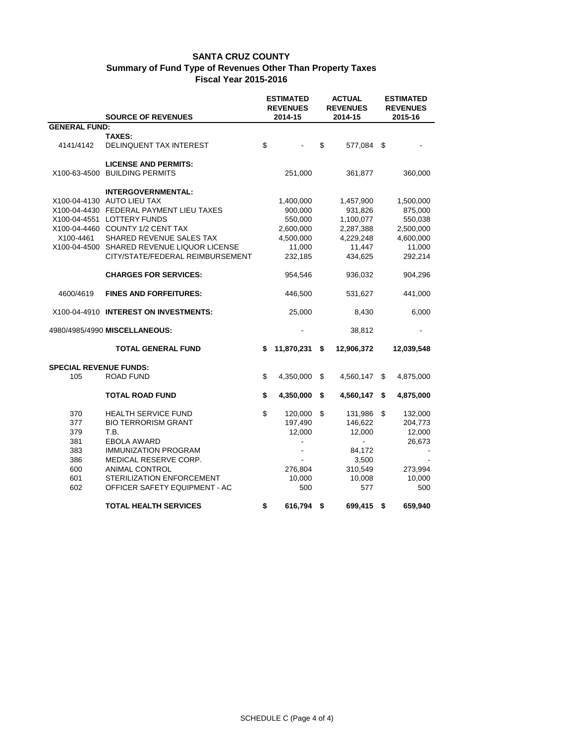# SANTA CRUZ COUNTY
## Summary of Fund Type of Revenues Other Than Property Taxes
## Fiscal Year 2015-2016

| | SOURCE OF REVENUES | ESTIMATED REVENUES 2014-15 | ACTUAL REVENUES 2014-15 | ESTIMATED REVENUES 2015-16 |
|---|---|---|---|---|
| **GENERAL FUND:** | | | | |
| | **TAXES:** | | | |
| 4141/4142 | DELINQUENT TAX INTEREST | $ - | $ 577,084 | $ - |
| | **LICENSE AND PERMITS:** | | | |
| X100-63-4500 | BUILDING PERMITS | 251,000 | 361,877 | 360,000 |
| | **INTERGOVERNMENTAL:** | | | |
| X100-04-4130 | AUTO LIEU TAX | 1,400,000 | 1,457,900 | 1,500,000 |
| X100-04-4430 | FEDERAL PAYMENT LIEU TAXES | 900,000 | 931,826 | 875,000 |
| X100-04-4551 | LOTTERY FUNDS | 550,000 | 1,100,077 | 550,038 |
| X100-04-4460 | COUNTY 1/2 CENT TAX | 2,600,000 | 2,287,388 | 2,500,000 |
| X100-4461 | SHARED REVENUE SALES TAX | 4,500,000 | 4,229,248 | 4,600,000 |
| X100-04-4500 | SHARED REVENUE LIQUOR LICENSE | 11,000 | 11,447 | 11,000 |
| | CITY/STATE/FEDERAL REIMBURSEMENT | 232,185 | 434,625 | 292,214 |
| | **CHARGES FOR SERVICES:** | 954,546 | 936,032 | 904,296 |
| 4600/4619 | **FINES AND FORFEITURES:** | 446,500 | 531,627 | 441,000 |
| X100-04-4910 | **INTEREST ON INVESTMENTS:** | 25,000 | 8,430 | 6,000 |
| 4980/4985/4990 | **MISCELLANEOUS:** | - | 38,812 | - |
| | **TOTAL GENERAL FUND** | **$ 11,870,231** | **$ 12,906,372** | **12,039,548** |
| **SPECIAL REVENUE FUNDS:** | | | | |
| 105 | ROAD FUND | $ 4,350,000 | $ 4,560,147 | $ 4,875,000 |
| | **TOTAL ROAD FUND** | **$ 4,350,000** | **$ 4,560,147** | **$ 4,875,000** |
| 370 | HEALTH SERVICE FUND | $ 120,000 | $ 131,986 | $ 132,000 |
| 377 | BIO TERRORISM GRANT | 197,490 | 146,622 | 204,773 |
| 379 | T.B. | 12,000 | 12,000 | 12,000 |
| 381 | EBOLA AWARD | - | - | 26,673 |
| 383 | IMMUNIZATION PROGRAM | - | 84,172 | - |
| 386 | MEDICAL RESERVE CORP. | - | 3,500 | - |
| 600 | ANIMAL CONTROL | 276,804 | 310,549 | 273,994 |
| 601 | STERILIZATION ENFORCEMENT | 10,000 | 10,008 | 10,000 |
| 602 | OFFICER SAFETY EQUIPMENT - AC | 500 | 577 | 500 |
| | **TOTAL HEALTH SERVICES** | **$ 616,794** | **$ 699,415** | **$ 659,940** |

SCHEDULE C (Page 4 of 4)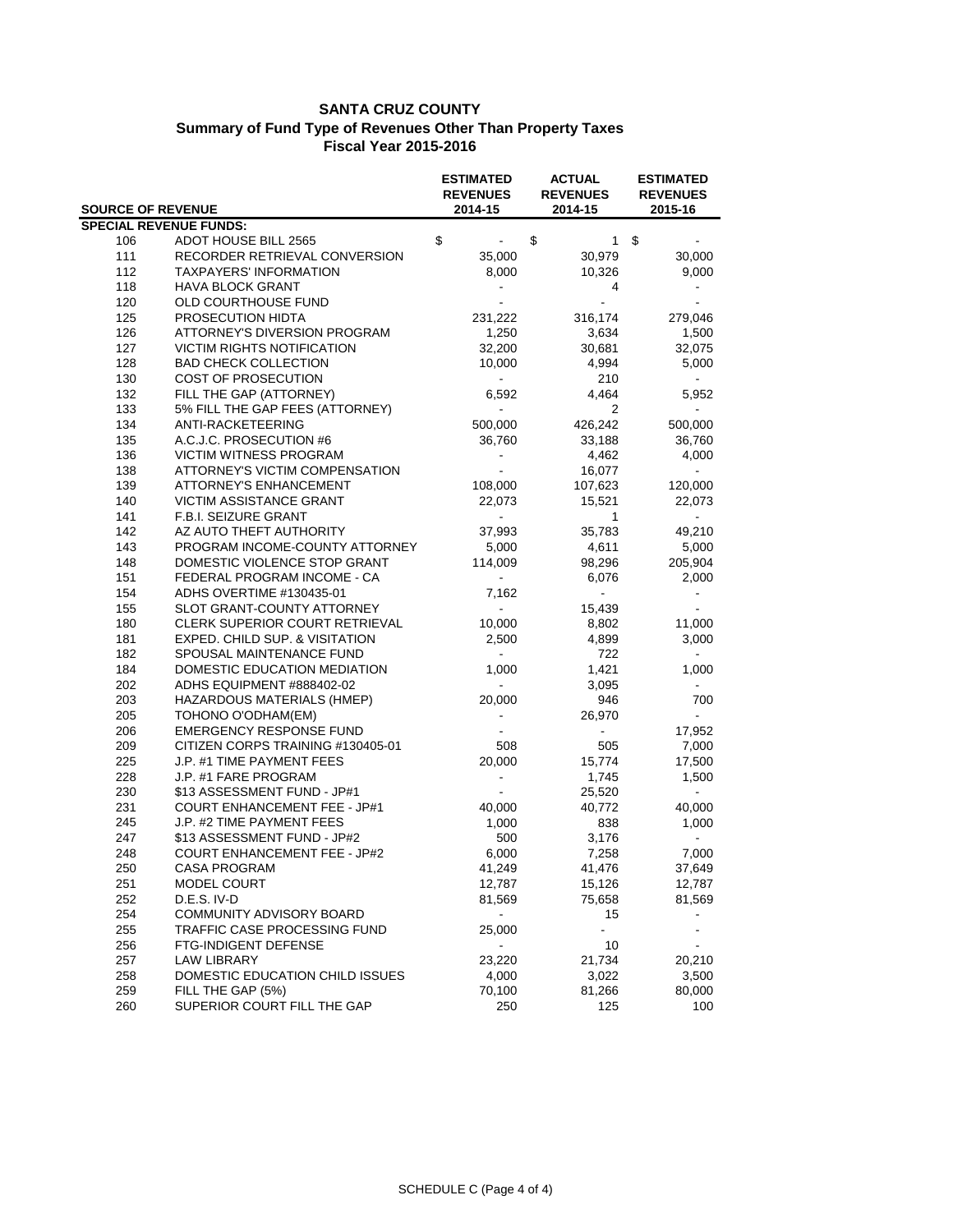# SANTA CRUZ COUNTY

## Summary of Fund Type of Revenues Other Than Property Taxes

### Fiscal Year 2015-2016

| SOURCE OF REVENUE | | ESTIMATED REVENUES 2014-15 | ACTUAL REVENUES 2014-15 | ESTIMATED REVENUES 2015-16 |
|---|---|---|---|---|
| **SPECIAL REVENUE FUNDS:** | | | | |
| 106 | ADOT HOUSE BILL 2565 | $ - | $ 1 | $ - |
| 111 | RECORDER RETRIEVAL CONVERSION | 35,000 | 30,979 | 30,000 |
| 112 | TAXPAYERS' INFORMATION | 8,000 | 10,326 | 9,000 |
| 118 | HAVA BLOCK GRANT | - | 4 | - |
| 120 | OLD COURTHOUSE FUND | - | - | - |
| 125 | PROSECUTION HIDTA | 231,222 | 316,174 | 279,046 |
| 126 | ATTORNEY'S DIVERSION PROGRAM | 1,250 | 3,634 | 1,500 |
| 127 | VICTIM RIGHTS NOTIFICATION | 32,200 | 30,681 | 32,075 |
| 128 | BAD CHECK COLLECTION | 10,000 | 4,994 | 5,000 |
| 130 | COST OF PROSECUTION | - | 210 | - |
| 132 | FILL THE GAP (ATTORNEY) | 6,592 | 4,464 | 5,952 |
| 133 | 5% FILL THE GAP FEES (ATTORNEY) | - | 2 | - |
| 134 | ANTI-RACKETEERING | 500,000 | 426,242 | 500,000 |
| 135 | A.C.J.C. PROSECUTION #6 | 36,760 | 33,188 | 36,760 |
| 136 | VICTIM WITNESS PROGRAM | - | 4,462 | 4,000 |
| 138 | ATTORNEY'S VICTIM COMPENSATION | - | 16,077 | - |
| 139 | ATTORNEY'S ENHANCEMENT | 108,000 | 107,623 | 120,000 |
| 140 | VICTIM ASSISTANCE GRANT | 22,073 | 15,521 | 22,073 |
| 141 | F.B.I. SEIZURE GRANT | - | 1 | - |
| 142 | AZ AUTO THEFT AUTHORITY | 37,993 | 35,783 | 49,210 |
| 143 | PROGRAM INCOME-COUNTY ATTORNEY | 5,000 | 4,611 | 5,000 |
| 148 | DOMESTIC VIOLENCE STOP GRANT | 114,009 | 98,296 | 205,904 |
| 151 | FEDERAL PROGRAM INCOME - CA | - | 6,076 | 2,000 |
| 154 | ADHS OVERTIME #130435-01 | 7,162 | - | - |
| 155 | SLOT GRANT-COUNTY ATTORNEY | - | 15,439 | - |
| 180 | CLERK SUPERIOR COURT RETRIEVAL | 10,000 | 8,802 | 11,000 |
| 181 | EXPED. CHILD SUP. & VISITATION | 2,500 | 4,899 | 3,000 |
| 182 | SPOUSAL MAINTENANCE FUND | - | 722 | - |
| 184 | DOMESTIC EDUCATION MEDIATION | 1,000 | 1,421 | 1,000 |
| 202 | ADHS EQUIPMENT #888402-02 | - | 3,095 | - |
| 203 | HAZARDOUS MATERIALS (HMEP) | 20,000 | 946 | 700 |
| 205 | TOHONO O'ODHAM(EM) | - | 26,970 | - |
| 206 | EMERGENCY RESPONSE FUND | - | - | 17,952 |
| 209 | CITIZEN CORPS TRAINING #130405-01 | 508 | 505 | 7,000 |
| 225 | J.P. #1 TIME PAYMENT FEES | 20,000 | 15,774 | 17,500 |
| 228 | J.P. #1 FARE PROGRAM | - | 1,745 | 1,500 |
| 230 | $13 ASSESSMENT FUND - JP#1 | - | 25,520 | - |
| 231 | COURT ENHANCEMENT FEE - JP#1 | 40,000 | 40,772 | 40,000 |
| 245 | J.P. #2 TIME PAYMENT FEES | 1,000 | 838 | 1,000 |
| 247 | $13 ASSESSMENT FUND - JP#2 | 500 | 3,176 | - |
| 248 | COURT ENHANCEMENT FEE - JP#2 | 6,000 | 7,258 | 7,000 |
| 250 | CASA PROGRAM | 41,249 | 41,476 | 37,649 |
| 251 | MODEL COURT | 12,787 | 15,126 | 12,787 |
| 252 | D.E.S. IV-D | 81,569 | 75,658 | 81,569 |
| 254 | COMMUNITY ADVISORY BOARD | - | 15 | - |
| 255 | TRAFFIC CASE PROCESSING FUND | 25,000 | - | - |
| 256 | FTG-INDIGENT DEFENSE | - | 10 | - |
| 257 | LAW LIBRARY | 23,220 | 21,734 | 20,210 |
| 258 | DOMESTIC EDUCATION CHILD ISSUES | 4,000 | 3,022 | 3,500 |
| 259 | FILL THE GAP (5%) | 70,100 | 81,266 | 80,000 |
| 260 | SUPERIOR COURT FILL THE GAP | 250 | 125 | 100 |

SCHEDULE C (Page 4 of 4)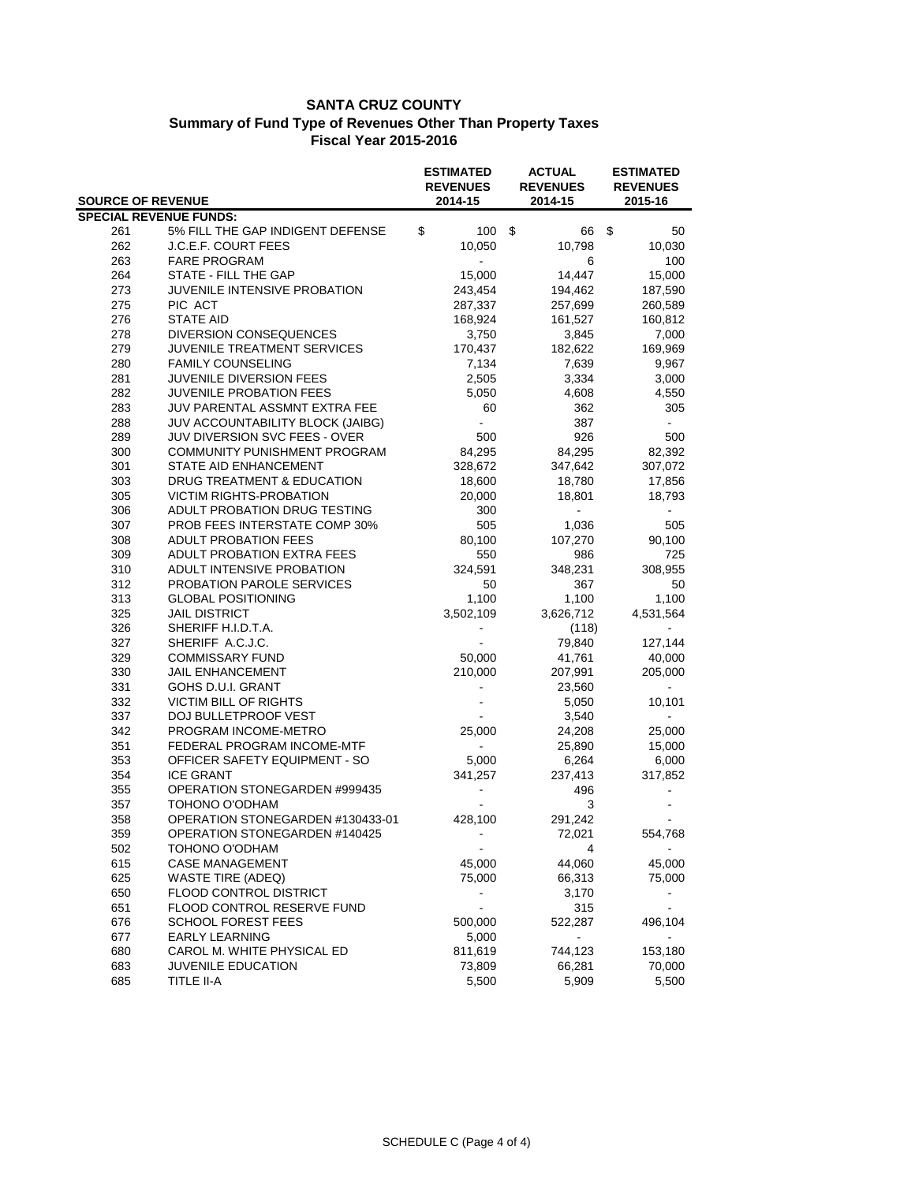# SANTA CRUZ COUNTY
## Summary of Fund Type of Revenues Other Than Property Taxes
## Fiscal Year 2015-2016

| SOURCE OF REVENUE | | ESTIMATED REVENUES 2014-15 | ACTUAL REVENUES 2014-15 | ESTIMATED REVENUES 2015-16 |
|---|---|---|---|---|
| **SPECIAL REVENUE FUNDS:** | | | | |
| 261 | 5% FILL THE GAP INDIGENT DEFENSE | $ 100 | $ 66 | $ 50 |
| 262 | J.C.E.F. COURT FEES | 10,050 | 10,798 | 10,030 |
| 263 | FARE PROGRAM | - | 6 | 100 |
| 264 | STATE - FILL THE GAP | 15,000 | 14,447 | 15,000 |
| 273 | JUVENILE INTENSIVE PROBATION | 243,454 | 194,462 | 187,590 |
| 275 | PIC ACT | 287,337 | 257,699 | 260,589 |
| 276 | STATE AID | 168,924 | 161,527 | 160,812 |
| 278 | DIVERSION CONSEQUENCES | 3,750 | 3,845 | 7,000 |
| 279 | JUVENILE TREATMENT SERVICES | 170,437 | 182,622 | 169,969 |
| 280 | FAMILY COUNSELING | 7,134 | 7,639 | 9,967 |
| 281 | JUVENILE DIVERSION FEES | 2,505 | 3,334 | 3,000 |
| 282 | JUVENILE PROBATION FEES | 5,050 | 4,608 | 4,550 |
| 283 | JUV PARENTAL ASSMNT EXTRA FEE | 60 | 362 | 305 |
| 288 | JUV ACCOUNTABILITY BLOCK (JAIBG) | - | 387 | - |
| 289 | JUV DIVERSION SVC FEES - OVER | 500 | 926 | 500 |
| 300 | COMMUNITY PUNISHMENT PROGRAM | 84,295 | 84,295 | 82,392 |
| 301 | STATE AID ENHANCEMENT | 328,672 | 347,642 | 307,072 |
| 303 | DRUG TREATMENT & EDUCATION | 18,600 | 18,780 | 17,856 |
| 305 | VICTIM RIGHTS-PROBATION | 20,000 | 18,801 | 18,793 |
| 306 | ADULT PROBATION DRUG TESTING | 300 | - | - |
| 307 | PROB FEES INTERSTATE COMP 30% | 505 | 1,036 | 505 |
| 308 | ADULT PROBATION FEES | 80,100 | 107,270 | 90,100 |
| 309 | ADULT PROBATION EXTRA FEES | 550 | 986 | 725 |
| 310 | ADULT INTENSIVE PROBATION | 324,591 | 348,231 | 308,955 |
| 312 | PROBATION PAROLE SERVICES | 50 | 367 | 50 |
| 313 | GLOBAL POSITIONING | 1,100 | 1,100 | 1,100 |
| 325 | JAIL DISTRICT | 3,502,109 | 3,626,712 | 4,531,564 |
| 326 | SHERIFF H.I.D.T.A. | - | (118) | - |
| 327 | SHERIFF A.C.J.C. | - | 79,840 | 127,144 |
| 329 | COMMISSARY FUND | 50,000 | 41,761 | 40,000 |
| 330 | JAIL ENHANCEMENT | 210,000 | 207,991 | 205,000 |
| 331 | GOHS D.U.I. GRANT | - | 23,560 | - |
| 332 | VICTIM BILL OF RIGHTS | - | 5,050 | 10,101 |
| 337 | DOJ BULLETPROOF VEST | - | 3,540 | - |
| 342 | PROGRAM INCOME-METRO | 25,000 | 24,208 | 25,000 |
| 351 | FEDERAL PROGRAM INCOME-MTF | - | 25,890 | 15,000 |
| 353 | OFFICER SAFETY EQUIPMENT - SO | 5,000 | 6,264 | 6,000 |
| 354 | ICE GRANT | 341,257 | 237,413 | 317,852 |
| 355 | OPERATION STONEGARDEN #999435 | - | 496 | - |
| 357 | TOHONO O'ODHAM | - | 3 | - |
| 358 | OPERATION STONEGARDEN #130433-01 | 428,100 | 291,242 | - |
| 359 | OPERATION STONEGARDEN #140425 | - | 72,021 | 554,768 |
| 502 | TOHONO O'ODHAM | - | 4 | - |
| 615 | CASE MANAGEMENT | 45,000 | 44,060 | 45,000 |
| 625 | WASTE TIRE (ADEQ) | 75,000 | 66,313 | 75,000 |
| 650 | FLOOD CONTROL DISTRICT | - | 3,170 | - |
| 651 | FLOOD CONTROL RESERVE FUND | - | 315 | - |
| 676 | SCHOOL FOREST FEES | 500,000 | 522,287 | 496,104 |
| 677 | EARLY LEARNING | 5,000 | - | - |
| 680 | CAROL M. WHITE PHYSICAL ED | 811,619 | 744,123 | 153,180 |
| 683 | JUVENILE EDUCATION | 73,809 | 66,281 | 70,000 |
| 685 | TITLE II-A | 5,500 | 5,909 | 5,500 |

SCHEDULE C (Page 4 of 4)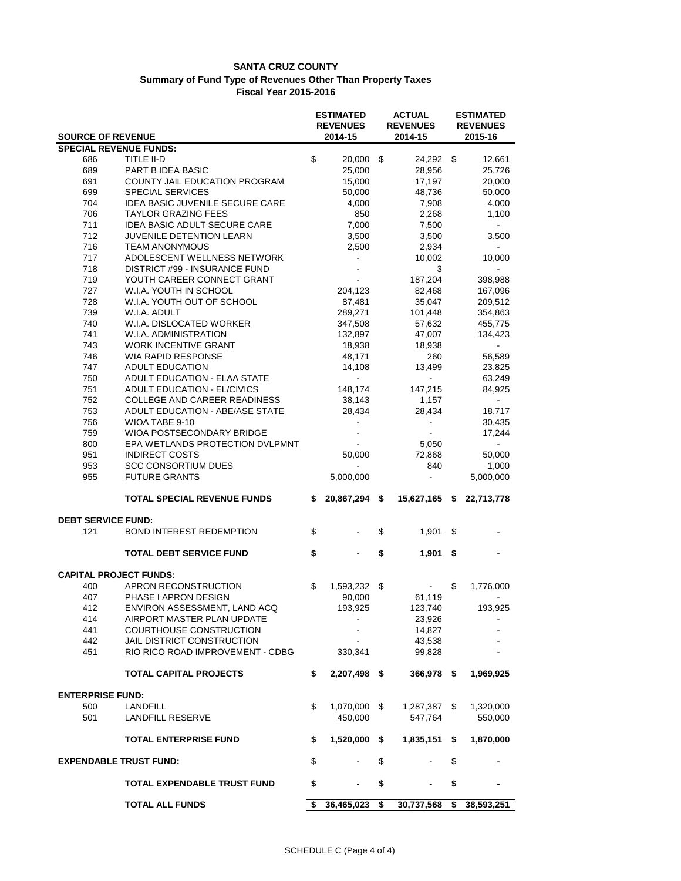# SANTA CRUZ COUNTY
## Summary of Fund Type of Revenues Other Than Property Taxes
### Fiscal Year 2015-2016

| SOURCE OF REVENUE | | ESTIMATED REVENUES 2014-15 | ACTUAL REVENUES 2014-15 | ESTIMATED REVENUES 2015-16 |
|---|---|---|---|---|
| **SPECIAL REVENUE FUNDS:** | | | | |
| 686 | TITLE II-D | $ 20,000 | $ 24,292 | $ 12,661 |
| 689 | PART B IDEA BASIC | 25,000 | 28,956 | 25,726 |
| 691 | COUNTY JAIL EDUCATION PROGRAM | 15,000 | 17,197 | 20,000 |
| 699 | SPECIAL SERVICES | 50,000 | 48,736 | 50,000 |
| 704 | IDEA BASIC JUVENILE SECURE CARE | 4,000 | 7,908 | 4,000 |
| 706 | TAYLOR GRAZING FEES | 850 | 2,268 | 1,100 |
| 711 | IDEA BASIC ADULT SECURE CARE | 7,000 | 7,500 | - |
| 712 | JUVENILE DETENTION LEARN | 3,500 | 3,500 | 3,500 |
| 716 | TEAM ANONYMOUS | 2,500 | 2,934 | - |
| 717 | ADOLESCENT WELLNESS NETWORK | - | 10,002 | 10,000 |
| 718 | DISTRICT #99 - INSURANCE FUND | - | 3 | - |
| 719 | YOUTH CAREER CONNECT GRANT | - | 187,204 | 398,988 |
| 727 | W.I.A. YOUTH IN SCHOOL | 204,123 | 82,468 | 167,096 |
| 728 | W.I.A. YOUTH OUT OF SCHOOL | 87,481 | 35,047 | 209,512 |
| 739 | W.I.A. ADULT | 289,271 | 101,448 | 354,863 |
| 740 | W.I.A. DISLOCATED WORKER | 347,508 | 57,632 | 455,775 |
| 741 | W.I.A. ADMINISTRATION | 132,897 | 47,007 | 134,423 |
| 743 | WORK INCENTIVE GRANT | 18,938 | 18,938 | - |
| 746 | WIA RAPID RESPONSE | 48,171 | 260 | 56,589 |
| 747 | ADULT EDUCATION | 14,108 | 13,499 | 23,825 |
| 750 | ADULT EDUCATION - ELAA STATE | - | - | 63,249 |
| 751 | ADULT EDUCATION - EL/CIVICS | 148,174 | 147,215 | 84,925 |
| 752 | COLLEGE AND CAREER READINESS | 38,143 | 1,157 | - |
| 753 | ADULT EDUCATION - ABE/ASE STATE | 28,434 | 28,434 | 18,717 |
| 756 | WIOA TABE 9-10 | - | - | 30,435 |
| 759 | WIOA POSTSECONDARY BRIDGE | - | - | 17,244 |
| 800 | EPA WETLANDS PROTECTION DVLPMNT | - | 5,050 | - |
| 951 | INDIRECT COSTS | 50,000 | 72,868 | 50,000 |
| 953 | SCC CONSORTIUM DUES | - | 840 | 1,000 |
| 955 | FUTURE GRANTS | 5,000,000 | - | 5,000,000 |
| | **TOTAL SPECIAL REVENUE FUNDS** | **$ 20,867,294** | **$ 15,627,165** | **$ 22,713,778** |
| **DEBT SERVICE FUND:** | | | | |
| 121 | BOND INTEREST REDEMPTION | $ - | $ 1,901 | $ - |
| | **TOTAL DEBT SERVICE FUND** | **$ -** | **$ 1,901** | **$ -** |
| **CAPITAL PROJECT FUNDS:** | | | | |
| 400 | APRON RECONSTRUCTION | $ 1,593,232 | $ - | $ 1,776,000 |
| 407 | PHASE I APRON DESIGN | 90,000 | 61,119 | - |
| 412 | ENVIRON ASSESSMENT, LAND ACQ | 193,925 | 123,740 | 193,925 |
| 414 | AIRPORT MASTER PLAN UPDATE | - | 23,926 | - |
| 441 | COURTHOUSE CONSTRUCTION | - | 14,827 | - |
| 442 | JAIL DISTRICT CONSTRUCTION | - | 43,538 | - |
| 451 | RIO RICO ROAD IMPROVEMENT - CDBG | 330,341 | 99,828 | - |
| | **TOTAL CAPITAL PROJECTS** | **$ 2,207,498** | **$ 366,978** | **$ 1,969,925** |
| **ENTERPRISE FUND:** | | | | |
| 500 | LANDFILL | $ 1,070,000 | $ 1,287,387 | $ 1,320,000 |
| 501 | LANDFILL RESERVE | 450,000 | 547,764 | 550,000 |
| | **TOTAL ENTERPRISE FUND** | **$ 1,520,000** | **$ 1,835,151** | **$ 1,870,000** |
| **EXPENDABLE TRUST FUND:** | | $ - | $ - | $ - |
| | **TOTAL EXPENDABLE TRUST FUND** | **$ -** | **$ -** | **$ -** |
| | **TOTAL ALL FUNDS** | **$ 36,465,023** | **$ 30,737,568** | **$ 38,593,251** |

SCHEDULE C (Page 4 of 4)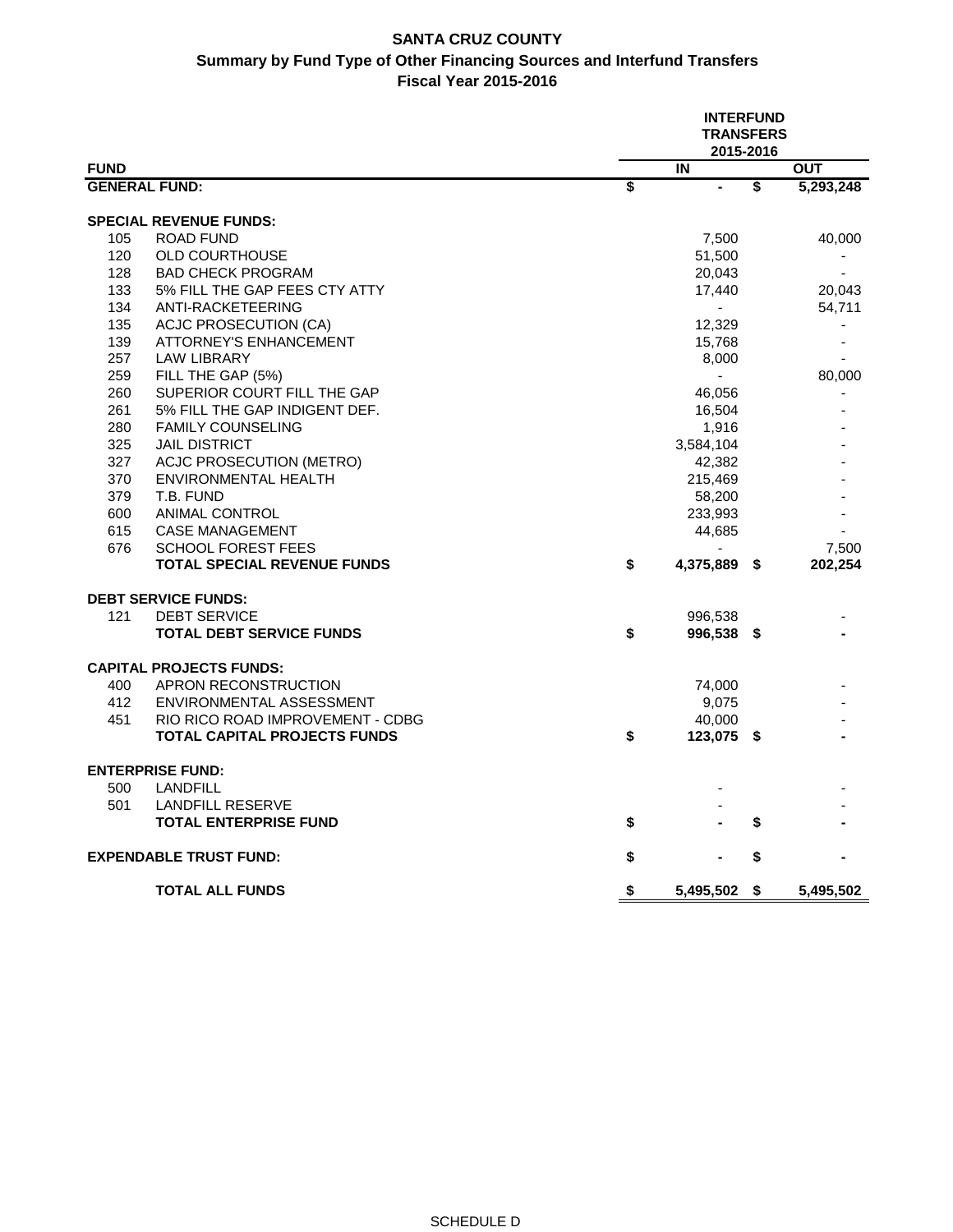# SANTA CRUZ COUNTY

## Summary by Fund Type of Other Financing Sources and Interfund Transfers

### Fiscal Year 2015-2016

| FUND | | INTERFUND TRANSFERS 2015-2016 IN | OUT |
|---|---|---|---|
| **GENERAL FUND:** | | **$ -** | **$ 5,293,248** |
| **SPECIAL REVENUE FUNDS:** | | | |
| 105 | ROAD FUND | 7,500 | 40,000 |
| 120 | OLD COURTHOUSE | 51,500 | - |
| 128 | BAD CHECK PROGRAM | 20,043 | - |
| 133 | 5% FILL THE GAP FEES CTY ATTY | 17,440 | 20,043 |
| 134 | ANTI-RACKETEERING | - | 54,711 |
| 135 | ACJC PROSECUTION (CA) | 12,329 | - |
| 139 | ATTORNEY'S ENHANCEMENT | 15,768 | - |
| 257 | LAW LIBRARY | 8,000 | - |
| 259 | FILL THE GAP (5%) | - | 80,000 |
| 260 | SUPERIOR COURT FILL THE GAP | 46,056 | - |
| 261 | 5% FILL THE GAP INDIGENT DEF. | 16,504 | - |
| 280 | FAMILY COUNSELING | 1,916 | - |
| 325 | JAIL DISTRICT | 3,584,104 | - |
| 327 | ACJC PROSECUTION (METRO) | 42,382 | - |
| 370 | ENVIRONMENTAL HEALTH | 215,469 | - |
| 379 | T.B. FUND | 58,200 | - |
| 600 | ANIMAL CONTROL | 233,993 | - |
| 615 | CASE MANAGEMENT | 44,685 | - |
| 676 | SCHOOL FOREST FEES | - | 7,500 |
| | **TOTAL SPECIAL REVENUE FUNDS** | **$ 4,375,889** | **$ 202,254** |
| **DEBT SERVICE FUNDS:** | | | |
| 121 | DEBT SERVICE | 996,538 | - |
| | **TOTAL DEBT SERVICE FUNDS** | **$ 996,538** | **$ -** |
| **CAPITAL PROJECTS FUNDS:** | | | |
| 400 | APRON RECONSTRUCTION | 74,000 | - |
| 412 | ENVIRONMENTAL ASSESSMENT | 9,075 | - |
| 451 | RIO RICO ROAD IMPROVEMENT - CDBG | 40,000 | - |
| | **TOTAL CAPITAL PROJECTS FUNDS** | **$ 123,075** | **$ -** |
| **ENTERPRISE FUND:** | | | |
| 500 | LANDFILL | - | - |
| 501 | LANDFILL RESERVE | - | - |
| | **TOTAL ENTERPRISE FUND** | **$ -** | **$ -** |
| **EXPENDABLE TRUST FUND:** | | **$ -** | **$ -** |
| | **TOTAL ALL FUNDS** | **$ 5,495,502** | **$ 5,495,502** |

SCHEDULE D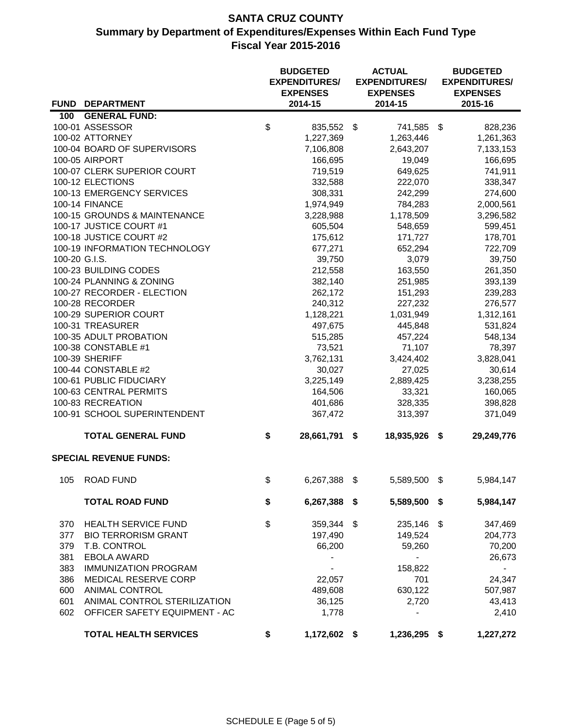# SANTA CRUZ COUNTY
## Summary by Department of Expenditures/Expenses Within Each Fund Type
### Fiscal Year 2015-2016

| FUND | DEPARTMENT | BUDGETED EXPENDITURES/ EXPENSES 2014-15 | ACTUAL EXPENDITURES/ EXPENSES 2014-15 | BUDGETED EXPENDITURES/ EXPENSES 2015-16 |
|---|---|---|---|---|
| **100** | **GENERAL FUND:** | | | |
| 100-01 | ASSESSOR | $ 835,552 | $ 741,585 | $ 828,236 |
| 100-02 | ATTORNEY | 1,227,369 | 1,263,446 | 1,261,363 |
| 100-04 | BOARD OF SUPERVISORS | 7,106,808 | 2,643,207 | 7,133,153 |
| 100-05 | AIRPORT | 166,695 | 19,049 | 166,695 |
| 100-07 | CLERK SUPERIOR COURT | 719,519 | 649,625 | 741,911 |
| 100-12 | ELECTIONS | 332,588 | 222,070 | 338,347 |
| 100-13 | EMERGENCY SERVICES | 308,331 | 242,299 | 274,600 |
| 100-14 | FINANCE | 1,974,949 | 784,283 | 2,000,561 |
| 100-15 | GROUNDS & MAINTENANCE | 3,228,988 | 1,178,509 | 3,296,582 |
| 100-17 | JUSTICE COURT #1 | 605,504 | 548,659 | 599,451 |
| 100-18 | JUSTICE COURT #2 | 175,612 | 171,727 | 178,701 |
| 100-19 | INFORMATION TECHNOLOGY | 677,271 | 652,294 | 722,709 |
| 100-20 | G.I.S. | 39,750 | 3,079 | 39,750 |
| 100-23 | BUILDING CODES | 212,558 | 163,550 | 261,350 |
| 100-24 | PLANNING & ZONING | 382,140 | 251,985 | 393,139 |
| 100-27 | RECORDER - ELECTION | 262,172 | 151,293 | 239,283 |
| 100-28 | RECORDER | 240,312 | 227,232 | 276,577 |
| 100-29 | SUPERIOR COURT | 1,128,221 | 1,031,949 | 1,312,161 |
| 100-31 | TREASURER | 497,675 | 445,848 | 531,824 |
| 100-35 | ADULT PROBATION | 515,285 | 457,224 | 548,134 |
| 100-38 | CONSTABLE #1 | 73,521 | 71,107 | 78,397 |
| 100-39 | SHERIFF | 3,762,131 | 3,424,402 | 3,828,041 |
| 100-44 | CONSTABLE #2 | 30,027 | 27,025 | 30,614 |
| 100-61 | PUBLIC FIDUCIARY | 3,225,149 | 2,889,425 | 3,238,255 |
| 100-63 | CENTRAL PERMITS | 164,506 | 33,321 | 160,065 |
| 100-83 | RECREATION | 401,686 | 328,335 | 398,828 |
| 100-91 | SCHOOL SUPERINTENDENT | 367,472 | 313,397 | 371,049 |
| | **TOTAL GENERAL FUND** | **$ 28,661,791** | **$ 18,935,926** | **$ 29,249,776** |
| | **SPECIAL REVENUE FUNDS:** | | | |
| 105 | ROAD FUND | $ 6,267,388 | $ 5,589,500 | $ 5,984,147 |
| | **TOTAL ROAD FUND** | **$ 6,267,388** | **$ 5,589,500** | **$ 5,984,147** |
| 370 | HEALTH SERVICE FUND | $ 359,344 | $ 235,146 | $ 347,469 |
| 377 | BIO TERRORISM GRANT | 197,490 | 149,524 | 204,773 |
| 379 | T.B. CONTROL | 66,200 | 59,260 | 70,200 |
| 381 | EBOLA AWARD | - | - | 26,673 |
| 383 | IMMUNIZATION PROGRAM | - | 158,822 | - |
| 386 | MEDICAL RESERVE CORP | 22,057 | 701 | 24,347 |
| 600 | ANIMAL CONTROL | 489,608 | 630,122 | 507,987 |
| 601 | ANIMAL CONTROL STERILIZATION | 36,125 | 2,720 | 43,413 |
| 602 | OFFICER SAFETY EQUIPMENT - AC | 1,778 | - | 2,410 |
| | **TOTAL HEALTH SERVICES** | **$ 1,172,602** | **$ 1,236,295** | **$ 1,227,272** |

SCHEDULE E (Page 5 of 5)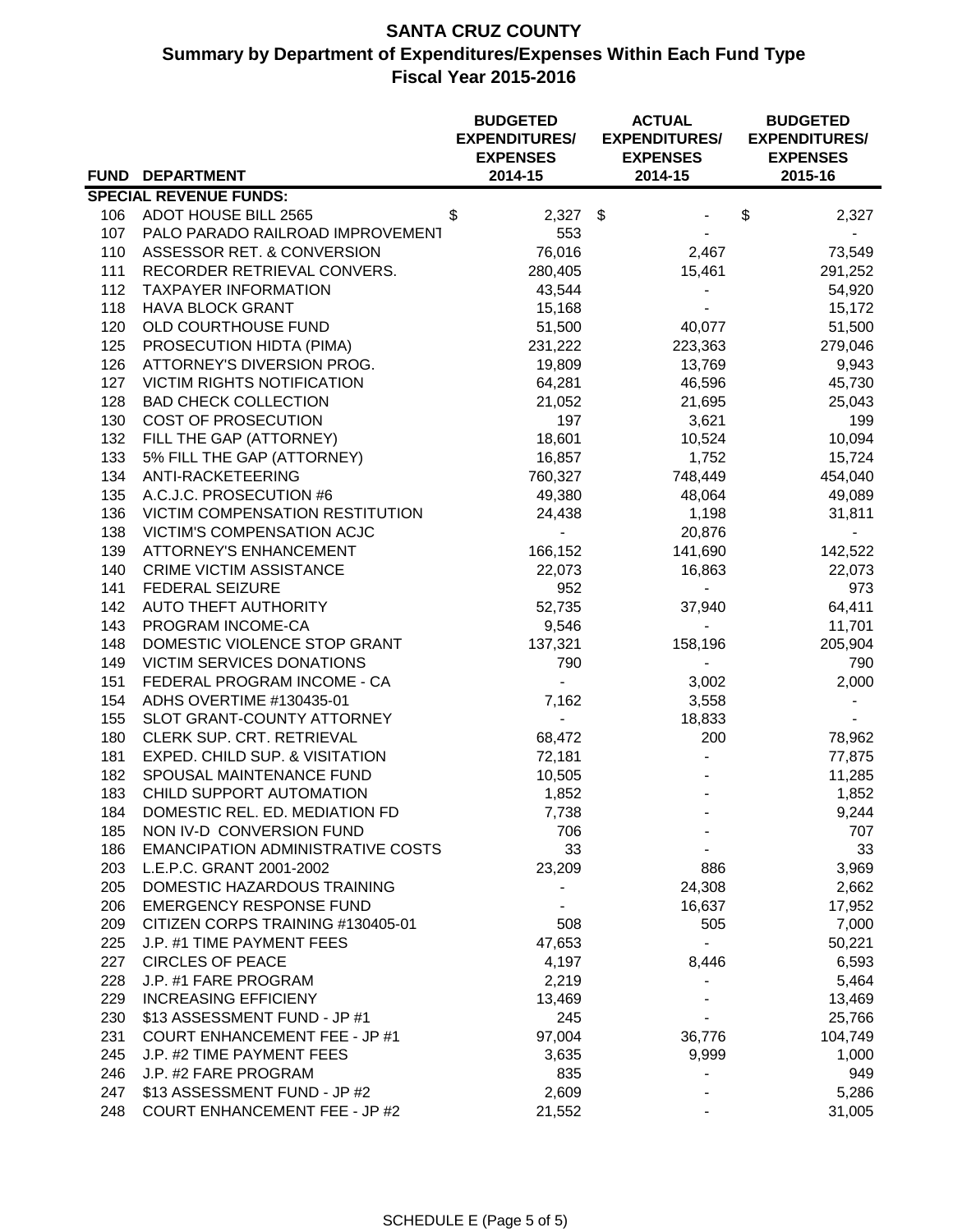# SANTA CRUZ COUNTY

## Summary by Department of Expenditures/Expenses Within Each Fund Type

## Fiscal Year 2015-2016

| FUND | DEPARTMENT | BUDGETED EXPENDITURES/ EXPENSES 2014-15 | ACTUAL EXPENDITURES/ EXPENSES 2014-15 | BUDGETED EXPENDITURES/ EXPENSES 2015-16 |
|---|---|---|---|---|
| **SPECIAL REVENUE FUNDS:** | | | | |
| 106 | ADOT HOUSE BILL 2565 | $ 2,327 | $ - | $ 2,327 |
| 107 | PALO PARADO RAILROAD IMPROVEMENT | 553 | - | - |
| 110 | ASSESSOR RET. & CONVERSION | 76,016 | 2,467 | 73,549 |
| 111 | RECORDER RETRIEVAL CONVERS. | 280,405 | 15,461 | 291,252 |
| 112 | TAXPAYER INFORMATION | 43,544 | - | 54,920 |
| 118 | HAVA BLOCK GRANT | 15,168 | - | 15,172 |
| 120 | OLD COURTHOUSE FUND | 51,500 | 40,077 | 51,500 |
| 125 | PROSECUTION HIDTA (PIMA) | 231,222 | 223,363 | 279,046 |
| 126 | ATTORNEY'S DIVERSION PROG. | 19,809 | 13,769 | 9,943 |
| 127 | VICTIM RIGHTS NOTIFICATION | 64,281 | 46,596 | 45,730 |
| 128 | BAD CHECK COLLECTION | 21,052 | 21,695 | 25,043 |
| 130 | COST OF PROSECUTION | 197 | 3,621 | 199 |
| 132 | FILL THE GAP (ATTORNEY) | 18,601 | 10,524 | 10,094 |
| 133 | 5% FILL THE GAP (ATTORNEY) | 16,857 | 1,752 | 15,724 |
| 134 | ANTI-RACKETEERING | 760,327 | 748,449 | 454,040 |
| 135 | A.C.J.C. PROSECUTION #6 | 49,380 | 48,064 | 49,089 |
| 136 | VICTIM COMPENSATION RESTITUTION | 24,438 | 1,198 | 31,811 |
| 138 | VICTIM'S COMPENSATION ACJC | - | 20,876 | - |
| 139 | ATTORNEY'S ENHANCEMENT | 166,152 | 141,690 | 142,522 |
| 140 | CRIME VICTIM ASSISTANCE | 22,073 | 16,863 | 22,073 |
| 141 | FEDERAL SEIZURE | 952 | - | 973 |
| 142 | AUTO THEFT AUTHORITY | 52,735 | 37,940 | 64,411 |
| 143 | PROGRAM INCOME-CA | 9,546 | - | 11,701 |
| 148 | DOMESTIC VIOLENCE STOP GRANT | 137,321 | 158,196 | 205,904 |
| 149 | VICTIM SERVICES DONATIONS | 790 | - | 790 |
| 151 | FEDERAL PROGRAM INCOME - CA | - | 3,002 | 2,000 |
| 154 | ADHS OVERTIME #130435-01 | 7,162 | 3,558 | - |
| 155 | SLOT GRANT-COUNTY ATTORNEY | - | 18,833 | - |
| 180 | CLERK SUP. CRT. RETRIEVAL | 68,472 | 200 | 78,962 |
| 181 | EXPED. CHILD SUP. & VISITATION | 72,181 | - | 77,875 |
| 182 | SPOUSAL MAINTENANCE FUND | 10,505 | - | 11,285 |
| 183 | CHILD SUPPORT AUTOMATION | 1,852 | - | 1,852 |
| 184 | DOMESTIC REL. ED. MEDIATION FD | 7,738 | - | 9,244 |
| 185 | NON IV-D CONVERSION FUND | 706 | - | 707 |
| 186 | EMANCIPATION ADMINISTRATIVE COSTS | 33 | - | 33 |
| 203 | L.E.P.C. GRANT 2001-2002 | 23,209 | 886 | 3,969 |
| 205 | DOMESTIC HAZARDOUS TRAINING | - | 24,308 | 2,662 |
| 206 | EMERGENCY RESPONSE FUND | - | 16,637 | 17,952 |
| 209 | CITIZEN CORPS TRAINING #130405-01 | 508 | 505 | 7,000 |
| 225 | J.P. #1 TIME PAYMENT FEES | 47,653 | - | 50,221 |
| 227 | CIRCLES OF PEACE | 4,197 | 8,446 | 6,593 |
| 228 | J.P. #1 FARE PROGRAM | 2,219 | - | 5,464 |
| 229 | INCREASING EFFICIENY | 13,469 | - | 13,469 |
| 230 | $13 ASSESSMENT FUND - JP #1 | 245 | - | 25,766 |
| 231 | COURT ENHANCEMENT FEE - JP #1 | 97,004 | 36,776 | 104,749 |
| 245 | J.P. #2 TIME PAYMENT FEES | 3,635 | 9,999 | 1,000 |
| 246 | J.P. #2 FARE PROGRAM | 835 | - | 949 |
| 247 | $13 ASSESSMENT FUND - JP #2 | 2,609 | - | 5,286 |
| 248 | COURT ENHANCEMENT FEE - JP #2 | 21,552 | - | 31,005 |

SCHEDULE E (Page 5 of 5)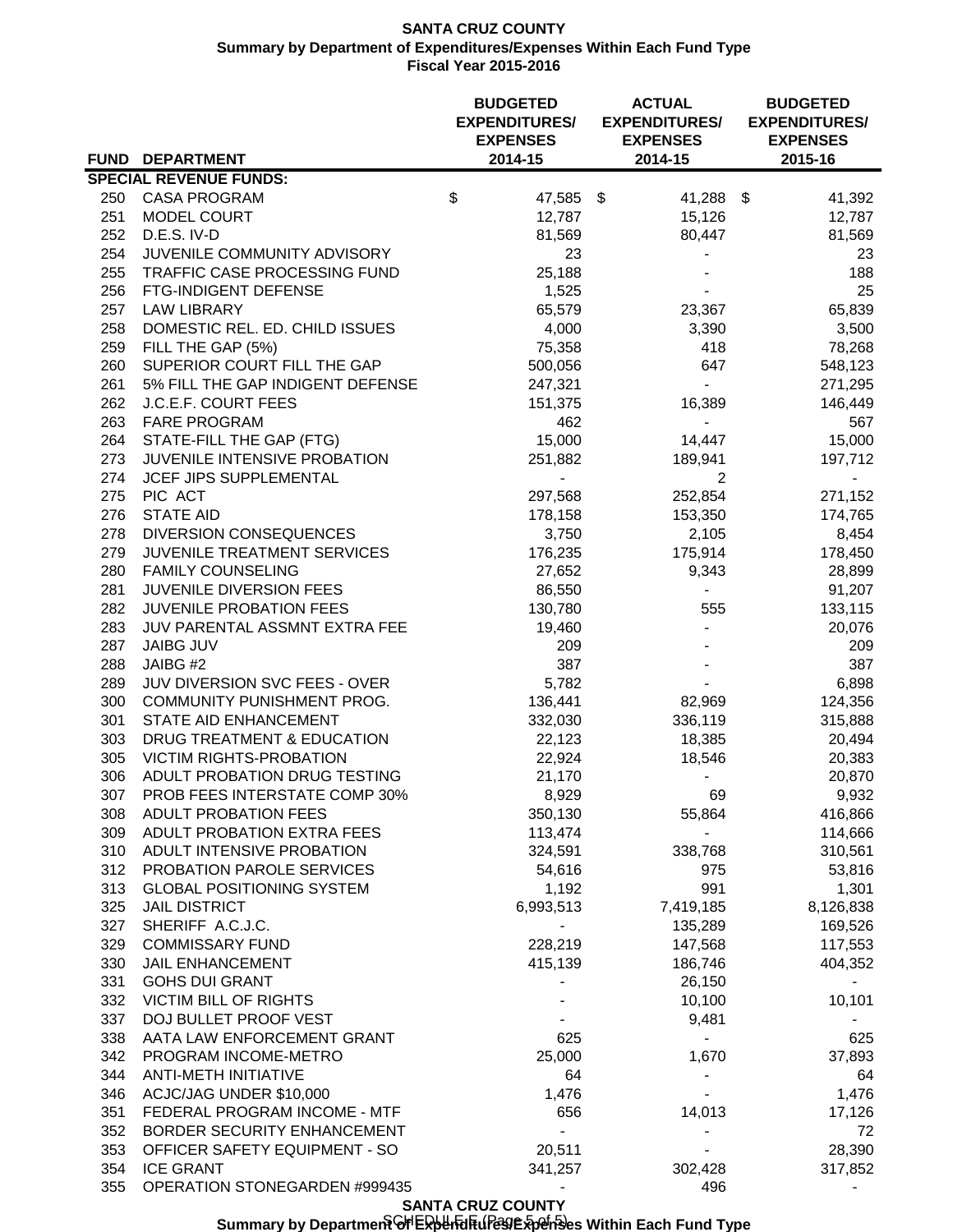**SANTA CRUZ COUNTY**
**Summary by Department of Expenditures/Expenses Within Each Fund Type**
**Fiscal Year 2015-2016**

| FUND | DEPARTMENT | BUDGETED EXPENDITURES/ EXPENSES 2014-15 | ACTUAL EXPENDITURES/ EXPENSES 2014-15 | BUDGETED EXPENDITURES/ EXPENSES 2015-16 |
|---|---|---|---|---|
| **SPECIAL REVENUE FUNDS:** | | | | |
| 250 | CASA PROGRAM | $ 47,585 | $ 41,288 | $ 41,392 |
| 251 | MODEL COURT | 12,787 | 15,126 | 12,787 |
| 252 | D.E.S. IV-D | 81,569 | 80,447 | 81,569 |
| 254 | JUVENILE COMMUNITY ADVISORY | 23 | - | 23 |
| 255 | TRAFFIC CASE PROCESSING FUND | 25,188 | - | 188 |
| 256 | FTG-INDIGENT DEFENSE | 1,525 | - | 25 |
| 257 | LAW LIBRARY | 65,579 | 23,367 | 65,839 |
| 258 | DOMESTIC REL. ED. CHILD ISSUES | 4,000 | 3,390 | 3,500 |
| 259 | FILL THE GAP (5%) | 75,358 | 418 | 78,268 |
| 260 | SUPERIOR COURT FILL THE GAP | 500,056 | 647 | 548,123 |
| 261 | 5% FILL THE GAP INDIGENT DEFENSE | 247,321 | - | 271,295 |
| 262 | J.C.E.F. COURT FEES | 151,375 | 16,389 | 146,449 |
| 263 | FARE PROGRAM | 462 | - | 567 |
| 264 | STATE-FILL THE GAP (FTG) | 15,000 | 14,447 | 15,000 |
| 273 | JUVENILE INTENSIVE PROBATION | 251,882 | 189,941 | 197,712 |
| 274 | JCEF JIPS SUPPLEMENTAL | - | 2 | - |
| 275 | PIC ACT | 297,568 | 252,854 | 271,152 |
| 276 | STATE AID | 178,158 | 153,350 | 174,765 |
| 278 | DIVERSION CONSEQUENCES | 3,750 | 2,105 | 8,454 |
| 279 | JUVENILE TREATMENT SERVICES | 176,235 | 175,914 | 178,450 |
| 280 | FAMILY COUNSELING | 27,652 | 9,343 | 28,899 |
| 281 | JUVENILE DIVERSION FEES | 86,550 | - | 91,207 |
| 282 | JUVENILE PROBATION FEES | 130,780 | 555 | 133,115 |
| 283 | JUV PARENTAL ASSMNT EXTRA FEE | 19,460 | - | 20,076 |
| 287 | JAIBG JUV | 209 | - | 209 |
| 288 | JAIBG #2 | 387 | - | 387 |
| 289 | JUV DIVERSION SVC FEES - OVER | 5,782 | - | 6,898 |
| 300 | COMMUNITY PUNISHMENT PROG. | 136,441 | 82,969 | 124,356 |
| 301 | STATE AID ENHANCEMENT | 332,030 | 336,119 | 315,888 |
| 303 | DRUG TREATMENT & EDUCATION | 22,123 | 18,385 | 20,494 |
| 305 | VICTIM RIGHTS-PROBATION | 22,924 | 18,546 | 20,383 |
| 306 | ADULT PROBATION DRUG TESTING | 21,170 | - | 20,870 |
| 307 | PROB FEES INTERSTATE COMP 30% | 8,929 | 69 | 9,932 |
| 308 | ADULT PROBATION FEES | 350,130 | 55,864 | 416,866 |
| 309 | ADULT PROBATION EXTRA FEES | 113,474 | - | 114,666 |
| 310 | ADULT INTENSIVE PROBATION | 324,591 | 338,768 | 310,561 |
| 312 | PROBATION PAROLE SERVICES | 54,616 | 975 | 53,816 |
| 313 | GLOBAL POSITIONING SYSTEM | 1,192 | 991 | 1,301 |
| 325 | JAIL DISTRICT | 6,993,513 | 7,419,185 | 8,126,838 |
| 327 | SHERIFF A.C.J.C. | - | 135,289 | 169,526 |
| 329 | COMMISSARY FUND | 228,219 | 147,568 | 117,553 |
| 330 | JAIL ENHANCEMENT | 415,139 | 186,746 | 404,352 |
| 331 | GOHS DUI GRANT | - | 26,150 | - |
| 332 | VICTIM BILL OF RIGHTS | - | 10,100 | 10,101 |
| 337 | DOJ BULLET PROOF VEST | - | 9,481 | - |
| 338 | AATA LAW ENFORCEMENT GRANT | 625 | - | 625 |
| 342 | PROGRAM INCOME-METRO | 25,000 | 1,670 | 37,893 |
| 344 | ANTI-METH INITIATIVE | 64 | - | 64 |
| 346 | ACJC/JAG UNDER $10,000 | 1,476 | - | 1,476 |
| 351 | FEDERAL PROGRAM INCOME - MTF | 656 | 14,013 | 17,126 |
| 352 | BORDER SECURITY ENHANCEMENT | - | - | 72 |
| 353 | OFFICER SAFETY EQUIPMENT - SO | 20,511 | - | 28,390 |
| 354 | ICE GRANT | 341,257 | 302,428 | 317,852 |
| 355 | OPERATION STONEGARDEN #999435 | - | 496 | - |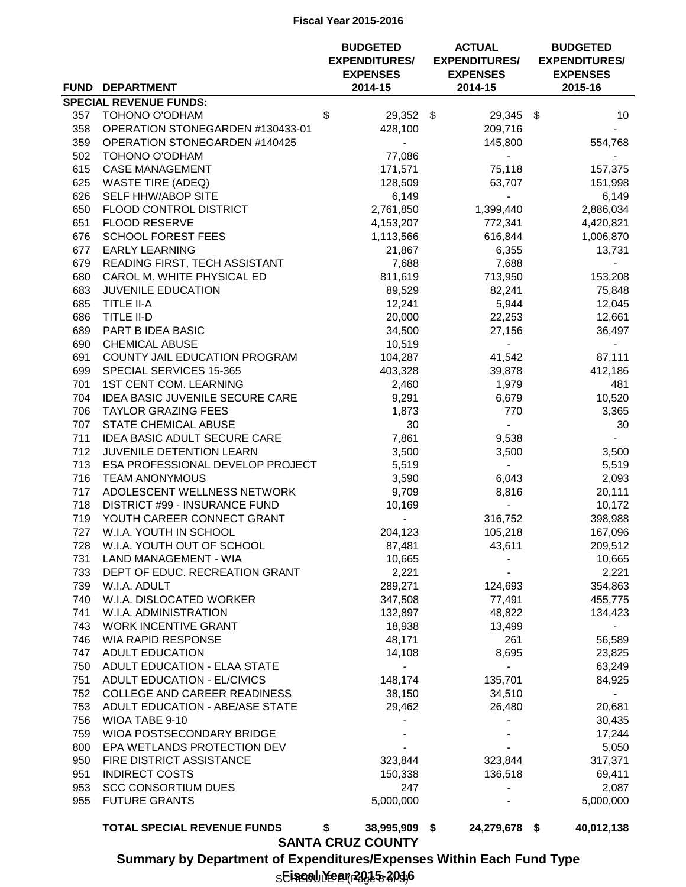Fiscal Year 2015-2016

| FUND | DEPARTMENT | BUDGETED EXPENDITURES/ EXPENSES 2014-15 | ACTUAL EXPENDITURES/ EXPENSES 2014-15 | BUDGETED EXPENDITURES/ EXPENSES 2015-16 |
|---|---|---|---|---|
| **SPECIAL REVENUE FUNDS:** | | | | |
| 357 | TOHONO O'ODHAM | $ 29,352 | $ 29,345 | $ 10 |
| 358 | OPERATION STONEGARDEN #130433-01 | 428,100 | 209,716 | - |
| 359 | OPERATION STONEGARDEN #140425 | - | 145,800 | 554,768 |
| 502 | TOHONO O'ODHAM | 77,086 | - | - |
| 615 | CASE MANAGEMENT | 171,571 | 75,118 | 157,375 |
| 625 | WASTE TIRE (ADEQ) | 128,509 | 63,707 | 151,998 |
| 626 | SELF HHW/ABOP SITE | 6,149 | - | 6,149 |
| 650 | FLOOD CONTROL DISTRICT | 2,761,850 | 1,399,440 | 2,886,034 |
| 651 | FLOOD RESERVE | 4,153,207 | 772,341 | 4,420,821 |
| 676 | SCHOOL FOREST FEES | 1,113,566 | 616,844 | 1,006,870 |
| 677 | EARLY LEARNING | 21,867 | 6,355 | 13,731 |
| 679 | READING FIRST, TECH ASSISTANT | 7,688 | 7,688 | - |
| 680 | CAROL M. WHITE PHYSICAL ED | 811,619 | 713,950 | 153,208 |
| 683 | JUVENILE EDUCATION | 89,529 | 82,241 | 75,848 |
| 685 | TITLE II-A | 12,241 | 5,944 | 12,045 |
| 686 | TITLE II-D | 20,000 | 22,253 | 12,661 |
| 689 | PART B IDEA BASIC | 34,500 | 27,156 | 36,497 |
| 690 | CHEMICAL ABUSE | 10,519 | - | - |
| 691 | COUNTY JAIL EDUCATION PROGRAM | 104,287 | 41,542 | 87,111 |
| 699 | SPECIAL SERVICES 15-365 | 403,328 | 39,878 | 412,186 |
| 701 | 1ST CENT COM. LEARNING | 2,460 | 1,979 | 481 |
| 704 | IDEA BASIC JUVENILE SECURE CARE | 9,291 | 6,679 | 10,520 |
| 706 | TAYLOR GRAZING FEES | 1,873 | 770 | 3,365 |
| 707 | STATE CHEMICAL ABUSE | 30 | - | 30 |
| 711 | IDEA BASIC ADULT SECURE CARE | 7,861 | 9,538 | - |
| 712 | JUVENILE DETENTION LEARN | 3,500 | 3,500 | 3,500 |
| 713 | ESA PROFESSIONAL DEVELOP PROJECT | 5,519 | - | 5,519 |
| 716 | TEAM ANONYMOUS | 3,590 | 6,043 | 2,093 |
| 717 | ADOLESCENT WELLNESS NETWORK | 9,709 | 8,816 | 20,111 |
| 718 | DISTRICT #99 - INSURANCE FUND | 10,169 | - | 10,172 |
| 719 | YOUTH CAREER CONNECT GRANT | - | 316,752 | 398,988 |
| 727 | W.I.A. YOUTH IN SCHOOL | 204,123 | 105,218 | 167,096 |
| 728 | W.I.A. YOUTH OUT OF SCHOOL | 87,481 | 43,611 | 209,512 |
| 731 | LAND MANAGEMENT - WIA | 10,665 | - | 10,665 |
| 733 | DEPT OF EDUC. RECREATION GRANT | 2,221 | - | 2,221 |
| 739 | W.I.A. ADULT | 289,271 | 124,693 | 354,863 |
| 740 | W.I.A. DISLOCATED WORKER | 347,508 | 77,491 | 455,775 |
| 741 | W.I.A. ADMINISTRATION | 132,897 | 48,822 | 134,423 |
| 743 | WORK INCENTIVE GRANT | 18,938 | 13,499 | - |
| 746 | WIA RAPID RESPONSE | 48,171 | 261 | 56,589 |
| 747 | ADULT EDUCATION | 14,108 | 8,695 | 23,825 |
| 750 | ADULT EDUCATION - ELAA STATE | - | - | 63,249 |
| 751 | ADULT EDUCATION - EL/CIVICS | 148,174 | 135,701 | 84,925 |
| 752 | COLLEGE AND CAREER READINESS | 38,150 | 34,510 | - |
| 753 | ADULT EDUCATION - ABE/ASE STATE | 29,462 | 26,480 | 20,681 |
| 756 | WIOA TABE 9-10 | - | - | 30,435 |
| 759 | WIOA POSTSECONDARY BRIDGE | - | - | 17,244 |
| 800 | EPA WETLANDS PROTECTION DEV | - | - | 5,050 |
| 950 | FIRE DISTRICT ASSISTANCE | 323,844 | 323,844 | 317,371 |
| 951 | INDIRECT COSTS | 150,338 | 136,518 | 69,411 |
| 953 | SCC CONSORTIUM DUES | 247 | - | 2,087 |
| 955 | FUTURE GRANTS | 5,000,000 | - | 5,000,000 |
| | **TOTAL SPECIAL REVENUE FUNDS** | **$ 38,995,909** | **$ 24,279,678** | **$ 40,012,138** |

**SANTA CRUZ COUNTY**

**Summary by Department of Expenditures/Expenses Within Each Fund Type**

**Fiscal Year 2015-2016**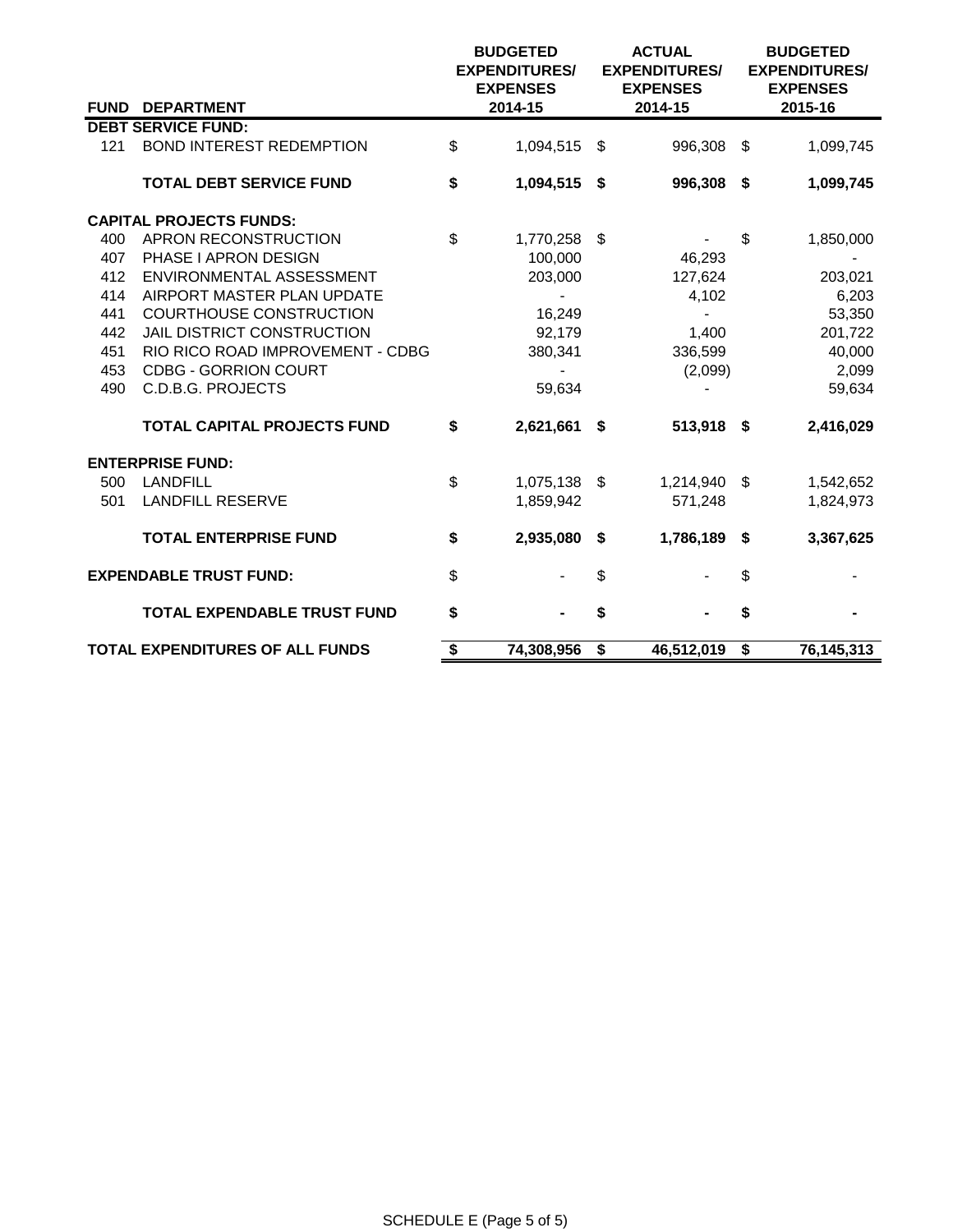| FUND | DEPARTMENT | BUDGETED EXPENDITURES/ EXPENSES 2014-15 | ACTUAL EXPENDITURES/ EXPENSES 2014-15 | BUDGETED EXPENDITURES/ EXPENSES 2015-16 |
|---|---|---|---|---|
| **DEBT SERVICE FUND:** | | | | |
| 121 | BOND INTEREST REDEMPTION | $ 1,094,515 | $ 996,308 | $ 1,099,745 |
| | **TOTAL DEBT SERVICE FUND** | **$ 1,094,515** | **$ 996,308** | **$ 1,099,745** |
| **CAPITAL PROJECTS FUNDS:** | | | | |
| 400 | APRON RECONSTRUCTION | $ 1,770,258 | $ - | $ 1,850,000 |
| 407 | PHASE I APRON DESIGN | 100,000 | 46,293 | - |
| 412 | ENVIRONMENTAL ASSESSMENT | 203,000 | 127,624 | 203,021 |
| 414 | AIRPORT MASTER PLAN UPDATE | - | 4,102 | 6,203 |
| 441 | COURTHOUSE CONSTRUCTION | 16,249 | - | 53,350 |
| 442 | JAIL DISTRICT CONSTRUCTION | 92,179 | 1,400 | 201,722 |
| 451 | RIO RICO ROAD IMPROVEMENT - CDBG | 380,341 | 336,599 | 40,000 |
| 453 | CDBG - GORRION COURT | - | (2,099) | 2,099 |
| 490 | C.D.B.G. PROJECTS | 59,634 | - | 59,634 |
| | **TOTAL CAPITAL PROJECTS FUND** | **$ 2,621,661** | **$ 513,918** | **$ 2,416,029** |
| **ENTERPRISE FUND:** | | | | |
| 500 | LANDFILL | $ 1,075,138 | $ 1,214,940 | $ 1,542,652 |
| 501 | LANDFILL RESERVE | 1,859,942 | 571,248 | 1,824,973 |
| | **TOTAL ENTERPRISE FUND** | **$ 2,935,080** | **$ 1,786,189** | **$ 3,367,625** |
| **EXPENDABLE TRUST FUND:** | | $ - | $ - | $ - |
| | **TOTAL EXPENDABLE TRUST FUND** | **$ -** | **$ -** | **$ -** |
| **TOTAL EXPENDITURES OF ALL FUNDS** | | **$ 74,308,956** | **$ 46,512,019** | **$ 76,145,313** |

SCHEDULE E (Page 5 of 5)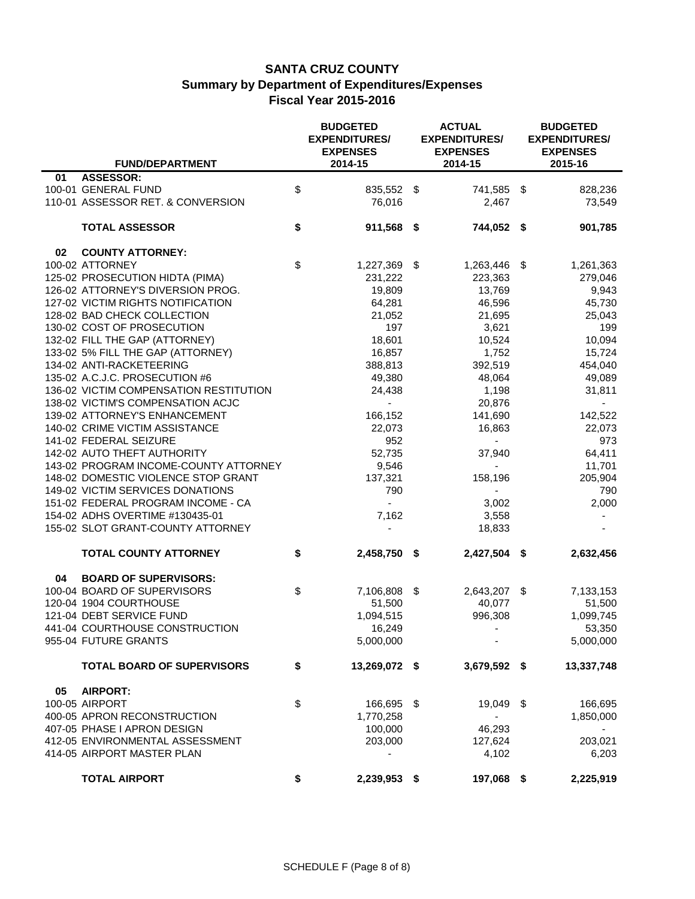# SANTA CRUZ COUNTY
## Summary by Department of Expenditures/Expenses
## Fiscal Year 2015-2016

| FUND/DEPARTMENT | BUDGETED EXPENDITURES/ EXPENSES 2014-15 | ACTUAL EXPENDITURES/ EXPENSES 2014-15 | BUDGETED EXPENDITURES/ EXPENSES 2015-16 |
|---|---|---|---|
| **01 ASSESSOR:** | | | |
| 100-01 GENERAL FUND | $ 835,552 | $ 741,585 | $ 828,236 |
| 110-01 ASSESSOR RET. & CONVERSION | 76,016 | 2,467 | 73,549 |
| **TOTAL ASSESSOR** | **$ 911,568** | **$ 744,052** | **$ 901,785** |
| **02 COUNTY ATTORNEY:** | | | |
| 100-02 ATTORNEY | $ 1,227,369 | $ 1,263,446 | $ 1,261,363 |
| 125-02 PROSECUTION HIDTA (PIMA) | 231,222 | 223,363 | 279,046 |
| 126-02 ATTORNEY'S DIVERSION PROG. | 19,809 | 13,769 | 9,943 |
| 127-02 VICTIM RIGHTS NOTIFICATION | 64,281 | 46,596 | 45,730 |
| 128-02 BAD CHECK COLLECTION | 21,052 | 21,695 | 25,043 |
| 130-02 COST OF PROSECUTION | 197 | 3,621 | 199 |
| 132-02 FILL THE GAP (ATTORNEY) | 18,601 | 10,524 | 10,094 |
| 133-02 5% FILL THE GAP (ATTORNEY) | 16,857 | 1,752 | 15,724 |
| 134-02 ANTI-RACKETEERING | 388,813 | 392,519 | 454,040 |
| 135-02 A.C.J.C. PROSECUTION #6 | 49,380 | 48,064 | 49,089 |
| 136-02 VICTIM COMPENSATION RESTITUTION | 24,438 | 1,198 | 31,811 |
| 138-02 VICTIM'S COMPENSATION ACJC | - | 20,876 | - |
| 139-02 ATTORNEY'S ENHANCEMENT | 166,152 | 141,690 | 142,522 |
| 140-02 CRIME VICTIM ASSISTANCE | 22,073 | 16,863 | 22,073 |
| 141-02 FEDERAL SEIZURE | 952 | - | 973 |
| 142-02 AUTO THEFT AUTHORITY | 52,735 | 37,940 | 64,411 |
| 143-02 PROGRAM INCOME-COUNTY ATTORNEY | 9,546 | - | 11,701 |
| 148-02 DOMESTIC VIOLENCE STOP GRANT | 137,321 | 158,196 | 205,904 |
| 149-02 VICTIM SERVICES DONATIONS | 790 | - | 790 |
| 151-02 FEDERAL PROGRAM INCOME - CA | - | 3,002 | 2,000 |
| 154-02 ADHS OVERTIME #130435-01 | 7,162 | 3,558 | - |
| 155-02 SLOT GRANT-COUNTY ATTORNEY | - | 18,833 | - |
| **TOTAL COUNTY ATTORNEY** | **$ 2,458,750** | **$ 2,427,504** | **$ 2,632,456** |
| **04 BOARD OF SUPERVISORS:** | | | |
| 100-04 BOARD OF SUPERVISORS | $ 7,106,808 | $ 2,643,207 | $ 7,133,153 |
| 120-04 1904 COURTHOUSE | 51,500 | 40,077 | 51,500 |
| 121-04 DEBT SERVICE FUND | 1,094,515 | 996,308 | 1,099,745 |
| 441-04 COURTHOUSE CONSTRUCTION | 16,249 | - | 53,350 |
| 955-04 FUTURE GRANTS | 5,000,000 | - | 5,000,000 |
| **TOTAL BOARD OF SUPERVISORS** | **$ 13,269,072** | **$ 3,679,592** | **$ 13,337,748** |
| **05 AIRPORT:** | | | |
| 100-05 AIRPORT | $ 166,695 | $ 19,049 | $ 166,695 |
| 400-05 APRON RECONSTRUCTION | 1,770,258 | - | 1,850,000 |
| 407-05 PHASE I APRON DESIGN | 100,000 | 46,293 | - |
| 412-05 ENVIRONMENTAL ASSESSMENT | 203,000 | 127,624 | 203,021 |
| 414-05 AIRPORT MASTER PLAN | - | 4,102 | 6,203 |
| **TOTAL AIRPORT** | **$ 2,239,953** | **$ 197,068** | **$ 2,225,919** |

SCHEDULE F (Page 8 of 8)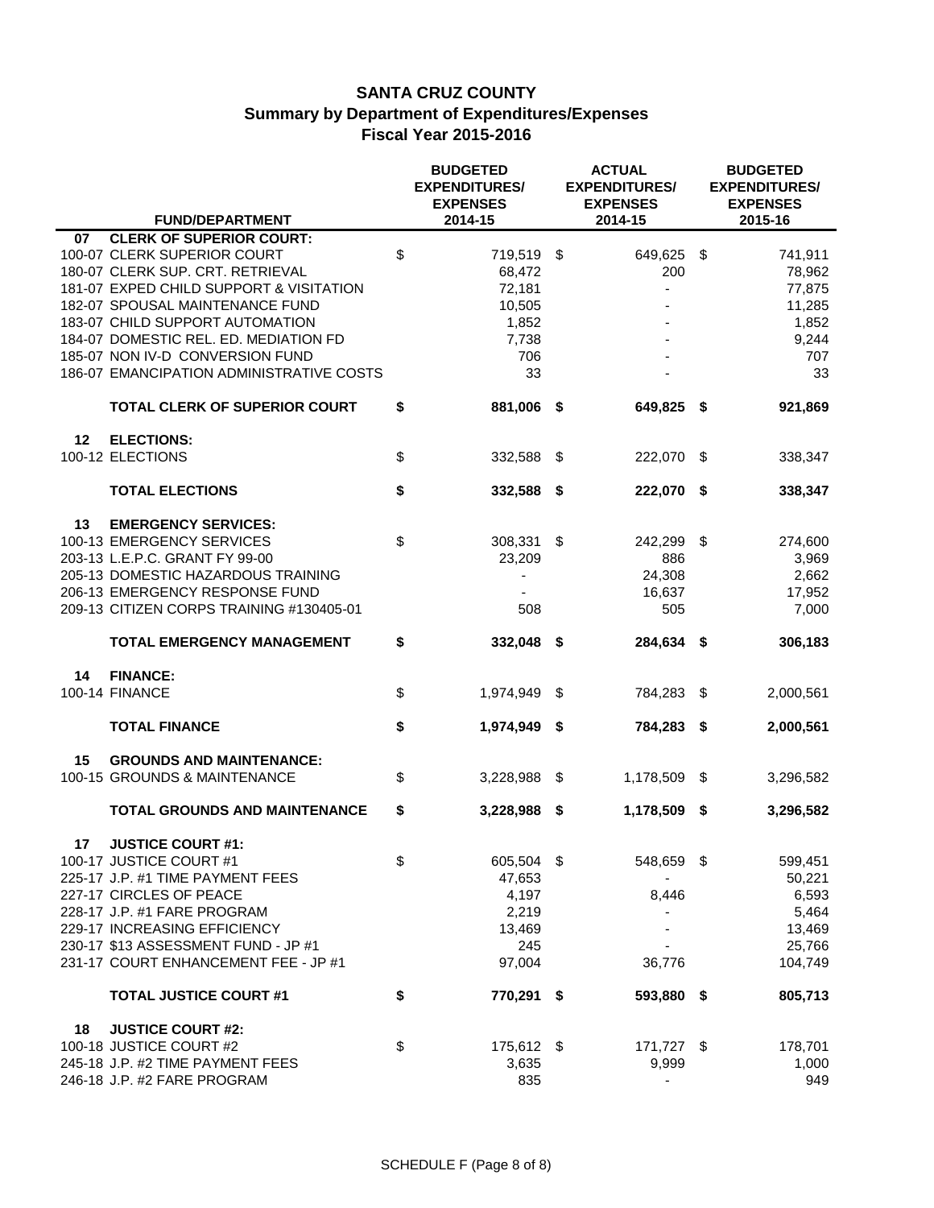# SANTA CRUZ COUNTY
## Summary by Department of Expenditures/Expenses
### Fiscal Year 2015-2016

| | FUND/DEPARTMENT | BUDGETED EXPENDITURES/ EXPENSES 2014-15 | ACTUAL EXPENDITURES/ EXPENSES 2014-15 | BUDGETED EXPENDITURES/ EXPENSES 2015-16 |
|---|---|---|---|---|
| **07** | **CLERK OF SUPERIOR COURT:** | | | |
| 100-07 | CLERK SUPERIOR COURT | $ 719,519 | $ 649,625 | $ 741,911 |
| 180-07 | CLERK SUP. CRT. RETRIEVAL | 68,472 | 200 | 78,962 |
| 181-07 | EXPED CHILD SUPPORT & VISITATION | 72,181 | - | 77,875 |
| 182-07 | SPOUSAL MAINTENANCE FUND | 10,505 | - | 11,285 |
| 183-07 | CHILD SUPPORT AUTOMATION | 1,852 | - | 1,852 |
| 184-07 | DOMESTIC REL. ED. MEDIATION FD | 7,738 | - | 9,244 |
| 185-07 | NON IV-D CONVERSION FUND | 706 | - | 707 |
| 186-07 | EMANCIPATION ADMINISTRATIVE COSTS | 33 | - | 33 |
| | **TOTAL CLERK OF SUPERIOR COURT** | **$ 881,006** | **$ 649,825** | **$ 921,869** |
| **12** | **ELECTIONS:** | | | |
| 100-12 | ELECTIONS | $ 332,588 | $ 222,070 | $ 338,347 |
| | **TOTAL ELECTIONS** | **$ 332,588** | **$ 222,070** | **$ 338,347** |
| **13** | **EMERGENCY SERVICES:** | | | |
| 100-13 | EMERGENCY SERVICES | $ 308,331 | $ 242,299 | $ 274,600 |
| 203-13 | L.E.P.C. GRANT FY 99-00 | 23,209 | 886 | 3,969 |
| 205-13 | DOMESTIC HAZARDOUS TRAINING | - | 24,308 | 2,662 |
| 206-13 | EMERGENCY RESPONSE FUND | - | 16,637 | 17,952 |
| 209-13 | CITIZEN CORPS TRAINING #130405-01 | 508 | 505 | 7,000 |
| | **TOTAL EMERGENCY MANAGEMENT** | **$ 332,048** | **$ 284,634** | **$ 306,183** |
| **14** | **FINANCE:** | | | |
| 100-14 | FINANCE | $ 1,974,949 | $ 784,283 | $ 2,000,561 |
| | **TOTAL FINANCE** | **$ 1,974,949** | **$ 784,283** | **$ 2,000,561** |
| **15** | **GROUNDS AND MAINTENANCE:** | | | |
| 100-15 | GROUNDS & MAINTENANCE | $ 3,228,988 | $ 1,178,509 | $ 3,296,582 |
| | **TOTAL GROUNDS AND MAINTENANCE** | **$ 3,228,988** | **$ 1,178,509** | **$ 3,296,582** |
| **17** | **JUSTICE COURT #1:** | | | |
| 100-17 | JUSTICE COURT #1 | $ 605,504 | $ 548,659 | $ 599,451 |
| 225-17 | J.P. #1 TIME PAYMENT FEES | 47,653 | - | 50,221 |
| 227-17 | CIRCLES OF PEACE | 4,197 | 8,446 | 6,593 |
| 228-17 | J.P. #1 FARE PROGRAM | 2,219 | - | 5,464 |
| 229-17 | INCREASING EFFICIENCY | 13,469 | - | 13,469 |
| 230-17 | $13 ASSESSMENT FUND - JP #1 | 245 | - | 25,766 |
| 231-17 | COURT ENHANCEMENT FEE - JP #1 | 97,004 | 36,776 | 104,749 |
| | **TOTAL JUSTICE COURT #1** | **$ 770,291** | **$ 593,880** | **$ 805,713** |
| **18** | **JUSTICE COURT #2:** | | | |
| 100-18 | JUSTICE COURT #2 | $ 175,612 | $ 171,727 | $ 178,701 |
| 245-18 | J.P. #2 TIME PAYMENT FEES | 3,635 | 9,999 | 1,000 |
| 246-18 | J.P. #2 FARE PROGRAM | 835 | - | 949 |

SCHEDULE F (Page 8 of 8)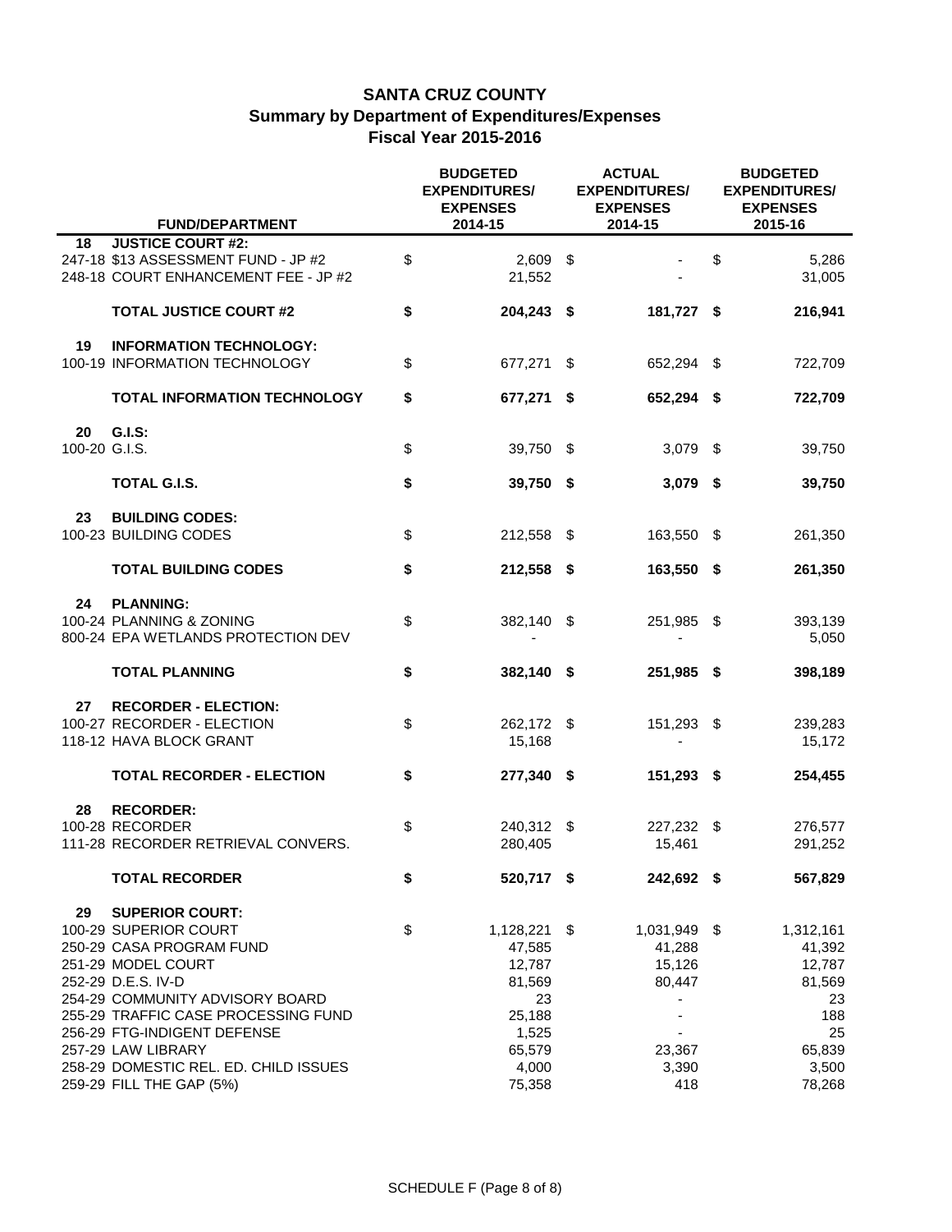# SANTA CRUZ COUNTY
## Summary by Department of Expenditures/Expenses
### Fiscal Year 2015-2016

| FUND/DEPARTMENT | BUDGETED EXPENDITURES/ EXPENSES 2014-15 | ACTUAL EXPENDITURES/ EXPENSES 2014-15 | BUDGETED EXPENDITURES/ EXPENSES 2015-16 |
|---|---|---|---|
| **18 JUSTICE COURT #2:** | | | |
| 247-18 $13 ASSESSMENT FUND - JP #2 | $ 2,609 | $ - | $ 5,286 |
| 248-18 COURT ENHANCEMENT FEE - JP #2 | 21,552 | - | 31,005 |
| **TOTAL JUSTICE COURT #2** | **$ 204,243** | **$ 181,727** | **$ 216,941** |
| **19 INFORMATION TECHNOLOGY:** | | | |
| 100-19 INFORMATION TECHNOLOGY | $ 677,271 | $ 652,294 | $ 722,709 |
| **TOTAL INFORMATION TECHNOLOGY** | **$ 677,271** | **$ 652,294** | **$ 722,709** |
| **20 G.I.S:** | | | |
| 100-20 G.I.S. | $ 39,750 | $ 3,079 | $ 39,750 |
| **TOTAL G.I.S.** | **$ 39,750** | **$ 3,079** | **$ 39,750** |
| **23 BUILDING CODES:** | | | |
| 100-23 BUILDING CODES | $ 212,558 | $ 163,550 | $ 261,350 |
| **TOTAL BUILDING CODES** | **$ 212,558** | **$ 163,550** | **$ 261,350** |
| **24 PLANNING:** | | | |
| 100-24 PLANNING & ZONING | $ 382,140 | $ 251,985 | $ 393,139 |
| 800-24 EPA WETLANDS PROTECTION DEV | - | - | 5,050 |
| **TOTAL PLANNING** | **$ 382,140** | **$ 251,985** | **$ 398,189** |
| **27 RECORDER - ELECTION:** | | | |
| 100-27 RECORDER - ELECTION | $ 262,172 | $ 151,293 | $ 239,283 |
| 118-12 HAVA BLOCK GRANT | 15,168 | - | 15,172 |
| **TOTAL RECORDER - ELECTION** | **$ 277,340** | **$ 151,293** | **$ 254,455** |
| **28 RECORDER:** | | | |
| 100-28 RECORDER | $ 240,312 | $ 227,232 | $ 276,577 |
| 111-28 RECORDER RETRIEVAL CONVERS. | 280,405 | 15,461 | 291,252 |
| **TOTAL RECORDER** | **$ 520,717** | **$ 242,692** | **$ 567,829** |
| **29 SUPERIOR COURT:** | | | |
| 100-29 SUPERIOR COURT | $ 1,128,221 | $ 1,031,949 | $ 1,312,161 |
| 250-29 CASA PROGRAM FUND | 47,585 | 41,288 | 41,392 |
| 251-29 MODEL COURT | 12,787 | 15,126 | 12,787 |
| 252-29 D.E.S. IV-D | 81,569 | 80,447 | 81,569 |
| 254-29 COMMUNITY ADVISORY BOARD | 23 | - | 23 |
| 255-29 TRAFFIC CASE PROCESSING FUND | 25,188 | - | 188 |
| 256-29 FTG-INDIGENT DEFENSE | 1,525 | - | 25 |
| 257-29 LAW LIBRARY | 65,579 | 23,367 | 65,839 |
| 258-29 DOMESTIC REL. ED. CHILD ISSUES | 4,000 | 3,390 | 3,500 |
| 259-29 FILL THE GAP (5%) | 75,358 | 418 | 78,268 |

SCHEDULE F (Page 8 of 8)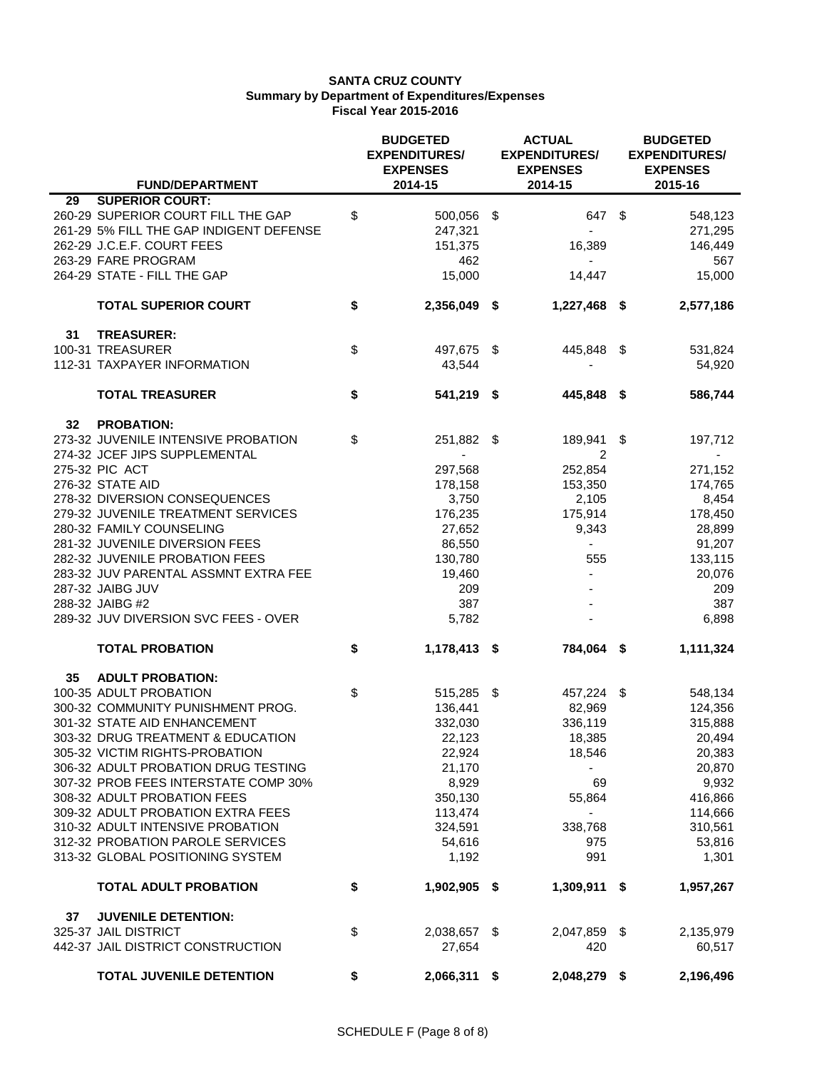**SANTA CRUZ COUNTY**
**Summary by Department of Expenditures/Expenses**
**Fiscal Year 2015-2016**

| | FUND/DEPARTMENT | BUDGETED EXPENDITURES/ EXPENSES 2014-15 | ACTUAL EXPENDITURES/ EXPENSES 2014-15 | BUDGETED EXPENDITURES/ EXPENSES 2015-16 |
|---|---|---|---|---|
| **29** | **SUPERIOR COURT:** | | | |
| | 260-29 SUPERIOR COURT FILL THE GAP | $ 500,056 | $ 647 | $ 548,123 |
| | 261-29 5% FILL THE GAP INDIGENT DEFENSE | 247,321 | - | 271,295 |
| | 262-29 J.C.E.F. COURT FEES | 151,375 | 16,389 | 146,449 |
| | 263-29 FARE PROGRAM | 462 | - | 567 |
| | 264-29 STATE - FILL THE GAP | 15,000 | 14,447 | 15,000 |
| | **TOTAL SUPERIOR COURT** | **$ 2,356,049** | **$ 1,227,468** | **$ 2,577,186** |
| **31** | **TREASURER:** | | | |
| | 100-31 TREASURER | $ 497,675 | $ 445,848 | $ 531,824 |
| | 112-31 TAXPAYER INFORMATION | 43,544 | - | 54,920 |
| | **TOTAL TREASURER** | **$ 541,219** | **$ 445,848** | **$ 586,744** |
| **32** | **PROBATION:** | | | |
| | 273-32 JUVENILE INTENSIVE PROBATION | $ 251,882 | $ 189,941 | $ 197,712 |
| | 274-32 JCEF JIPS SUPPLEMENTAL | - | 2 | - |
| | 275-32 PIC ACT | 297,568 | 252,854 | 271,152 |
| | 276-32 STATE AID | 178,158 | 153,350 | 174,765 |
| | 278-32 DIVERSION CONSEQUENCES | 3,750 | 2,105 | 8,454 |
| | 279-32 JUVENILE TREATMENT SERVICES | 176,235 | 175,914 | 178,450 |
| | 280-32 FAMILY COUNSELING | 27,652 | 9,343 | 28,899 |
| | 281-32 JUVENILE DIVERSION FEES | 86,550 | - | 91,207 |
| | 282-32 JUVENILE PROBATION FEES | 130,780 | 555 | 133,115 |
| | 283-32 JUV PARENTAL ASSMNT EXTRA FEE | 19,460 | - | 20,076 |
| | 287-32 JAIBG JUV | 209 | - | 209 |
| | 288-32 JAIBG #2 | 387 | - | 387 |
| | 289-32 JUV DIVERSION SVC FEES - OVER | 5,782 | - | 6,898 |
| | **TOTAL PROBATION** | **$ 1,178,413** | **$ 784,064** | **$ 1,111,324** |
| **35** | **ADULT PROBATION:** | | | |
| | 100-35 ADULT PROBATION | $ 515,285 | $ 457,224 | $ 548,134 |
| | 300-32 COMMUNITY PUNISHMENT PROG. | 136,441 | 82,969 | 124,356 |
| | 301-32 STATE AID ENHANCEMENT | 332,030 | 336,119 | 315,888 |
| | 303-32 DRUG TREATMENT & EDUCATION | 22,123 | 18,385 | 20,494 |
| | 305-32 VICTIM RIGHTS-PROBATION | 22,924 | 18,546 | 20,383 |
| | 306-32 ADULT PROBATION DRUG TESTING | 21,170 | - | 20,870 |
| | 307-32 PROB FEES INTERSTATE COMP 30% | 8,929 | 69 | 9,932 |
| | 308-32 ADULT PROBATION FEES | 350,130 | 55,864 | 416,866 |
| | 309-32 ADULT PROBATION EXTRA FEES | 113,474 | - | 114,666 |
| | 310-32 ADULT INTENSIVE PROBATION | 324,591 | 338,768 | 310,561 |
| | 312-32 PROBATION PAROLE SERVICES | 54,616 | 975 | 53,816 |
| | 313-32 GLOBAL POSITIONING SYSTEM | 1,192 | 991 | 1,301 |
| | **TOTAL ADULT PROBATION** | **$ 1,902,905** | **$ 1,309,911** | **$ 1,957,267** |
| **37** | **JUVENILE DETENTION:** | | | |
| | 325-37 JAIL DISTRICT | $ 2,038,657 | $ 2,047,859 | $ 2,135,979 |
| | 442-37 JAIL DISTRICT CONSTRUCTION | 27,654 | 420 | 60,517 |
| | **TOTAL JUVENILE DETENTION** | **$ 2,066,311** | **$ 2,048,279** | **$ 2,196,496** |

SCHEDULE F (Page 8 of 8)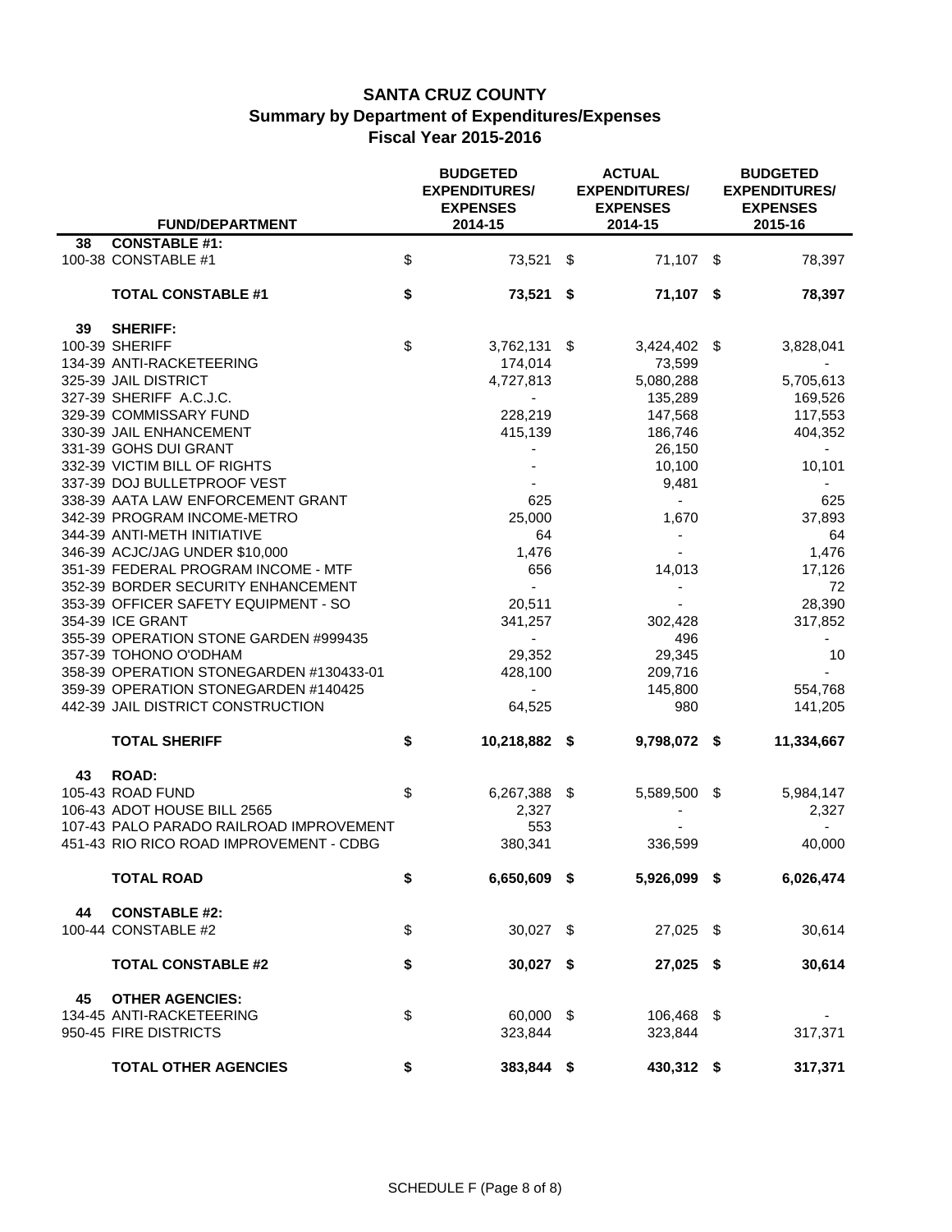# SANTA CRUZ COUNTY
## Summary by Department of Expenditures/Expenses
### Fiscal Year 2015-2016

| | FUND/DEPARTMENT | BUDGETED EXPENDITURES/ EXPENSES 2014-15 | ACTUAL EXPENDITURES/ EXPENSES 2014-15 | BUDGETED EXPENDITURES/ EXPENSES 2015-16 |
|---|---|---|---|---|
| 38 | **CONSTABLE #1:** | | | |
| | 100-38 CONSTABLE #1 | $ 73,521 | $ 71,107 | $ 78,397 |
| | **TOTAL CONSTABLE #1** | **$ 73,521** | **$ 71,107** | **$ 78,397** |
| 39 | **SHERIFF:** | | | |
| | 100-39 SHERIFF | $ 3,762,131 | $ 3,424,402 | $ 3,828,041 |
| | 134-39 ANTI-RACKETEERING | 174,014 | 73,599 | - |
| | 325-39 JAIL DISTRICT | 4,727,813 | 5,080,288 | 5,705,613 |
| | 327-39 SHERIFF A.C.J.C. | - | 135,289 | 169,526 |
| | 329-39 COMMISSARY FUND | 228,219 | 147,568 | 117,553 |
| | 330-39 JAIL ENHANCEMENT | 415,139 | 186,746 | 404,352 |
| | 331-39 GOHS DUI GRANT | - | 26,150 | - |
| | 332-39 VICTIM BILL OF RIGHTS | - | 10,100 | 10,101 |
| | 337-39 DOJ BULLETPROOF VEST | - | 9,481 | - |
| | 338-39 AATA LAW ENFORCEMENT GRANT | 625 | - | 625 |
| | 342-39 PROGRAM INCOME-METRO | 25,000 | 1,670 | 37,893 |
| | 344-39 ANTI-METH INITIATIVE | 64 | - | 64 |
| | 346-39 ACJC/JAG UNDER $10,000 | 1,476 | - | 1,476 |
| | 351-39 FEDERAL PROGRAM INCOME - MTF | 656 | 14,013 | 17,126 |
| | 352-39 BORDER SECURITY ENHANCEMENT | - | - | 72 |
| | 353-39 OFFICER SAFETY EQUIPMENT - SO | 20,511 | - | 28,390 |
| | 354-39 ICE GRANT | 341,257 | 302,428 | 317,852 |
| | 355-39 OPERATION STONE GARDEN #999435 | - | 496 | - |
| | 357-39 TOHONO O'ODHAM | 29,352 | 29,345 | 10 |
| | 358-39 OPERATION STONEGARDEN #130433-01 | 428,100 | 209,716 | - |
| | 359-39 OPERATION STONEGARDEN #140425 | - | 145,800 | 554,768 |
| | 442-39 JAIL DISTRICT CONSTRUCTION | 64,525 | 980 | 141,205 |
| | **TOTAL SHERIFF** | **$ 10,218,882** | **$ 9,798,072** | **$ 11,334,667** |
| 43 | **ROAD:** | | | |
| | 105-43 ROAD FUND | $ 6,267,388 | $ 5,589,500 | $ 5,984,147 |
| | 106-43 ADOT HOUSE BILL 2565 | 2,327 | - | 2,327 |
| | 107-43 PALO PARADO RAILROAD IMPROVEMENT | 553 | - | - |
| | 451-43 RIO RICO ROAD IMPROVEMENT - CDBG | 380,341 | 336,599 | 40,000 |
| | **TOTAL ROAD** | **$ 6,650,609** | **$ 5,926,099** | **$ 6,026,474** |
| 44 | **CONSTABLE #2:** | | | |
| | 100-44 CONSTABLE #2 | $ 30,027 | $ 27,025 | $ 30,614 |
| | **TOTAL CONSTABLE #2** | **$ 30,027** | **$ 27,025** | **$ 30,614** |
| 45 | **OTHER AGENCIES:** | | | |
| | 134-45 ANTI-RACKETEERING | $ 60,000 | $ 106,468 | $ - |
| | 950-45 FIRE DISTRICTS | 323,844 | 323,844 | 317,371 |
| | **TOTAL OTHER AGENCIES** | **$ 383,844** | **$ 430,312** | **$ 317,371** |

SCHEDULE F (Page 8 of 8)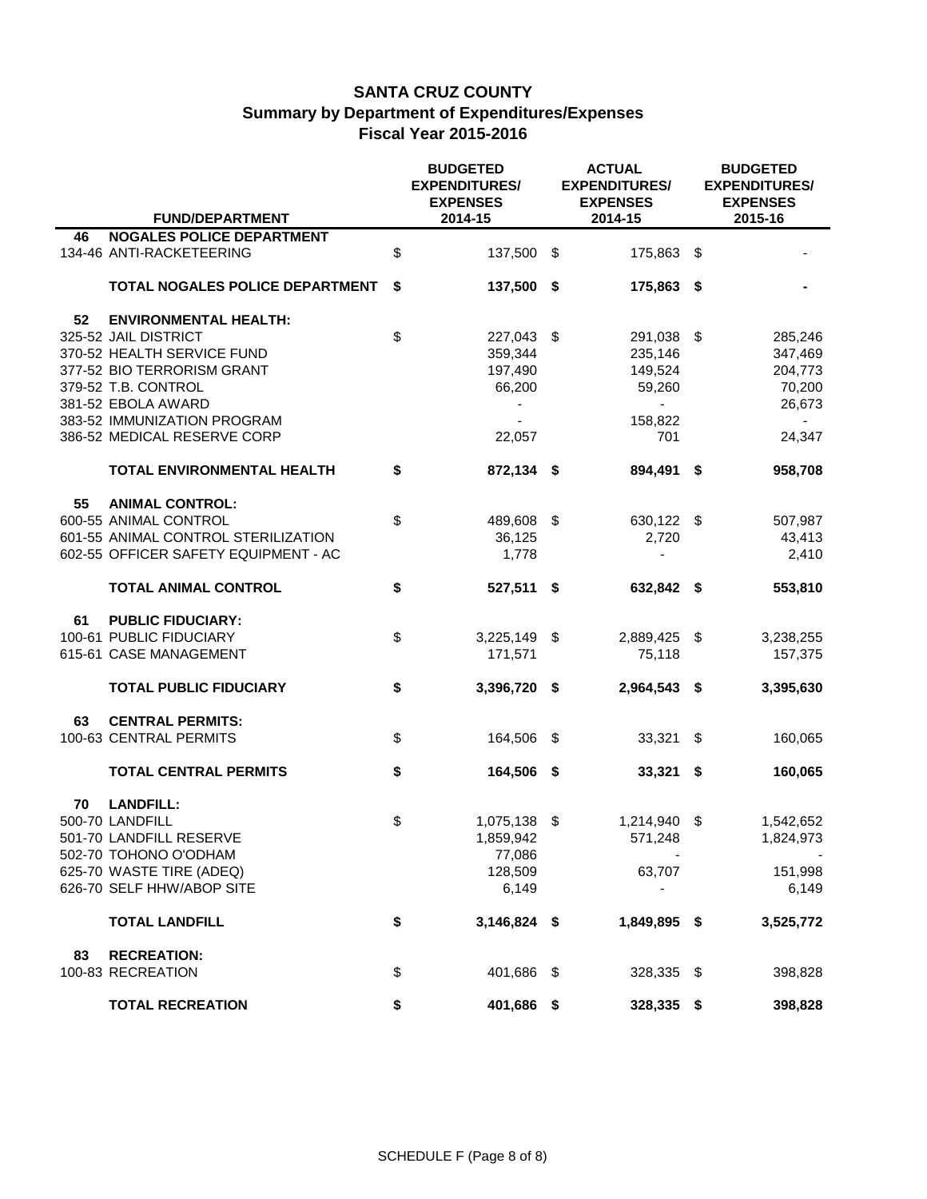# SANTA CRUZ COUNTY
## Summary by Department of Expenditures/Expenses
## Fiscal Year 2015-2016

| FUND/DEPARTMENT | BUDGETED EXPENDITURES/ EXPENSES 2014-15 | ACTUAL EXPENDITURES/ EXPENSES 2014-15 | BUDGETED EXPENDITURES/ EXPENSES 2015-16 |
|---|---|---|---|
| **46 NOGALES POLICE DEPARTMENT** | | | |
| 134-46 ANTI-RACKETEERING | $ 137,500 | $ 175,863 | $ - |
| **TOTAL NOGALES POLICE DEPARTMENT** | **$ 137,500** | **$ 175,863** | **$ -** |
| **52 ENVIRONMENTAL HEALTH:** | | | |
| 325-52 JAIL DISTRICT | $ 227,043 | $ 291,038 | $ 285,246 |
| 370-52 HEALTH SERVICE FUND | 359,344 | 235,146 | 347,469 |
| 377-52 BIO TERRORISM GRANT | 197,490 | 149,524 | 204,773 |
| 379-52 T.B. CONTROL | 66,200 | 59,260 | 70,200 |
| 381-52 EBOLA AWARD | - | - | 26,673 |
| 383-52 IMMUNIZATION PROGRAM | - | 158,822 | - |
| 386-52 MEDICAL RESERVE CORP | 22,057 | 701 | 24,347 |
| **TOTAL ENVIRONMENTAL HEALTH** | **$ 872,134** | **$ 894,491** | **$ 958,708** |
| **55 ANIMAL CONTROL:** | | | |
| 600-55 ANIMAL CONTROL | $ 489,608 | $ 630,122 | $ 507,987 |
| 601-55 ANIMAL CONTROL STERILIZATION | 36,125 | 2,720 | 43,413 |
| 602-55 OFFICER SAFETY EQUIPMENT - AC | 1,778 | - | 2,410 |
| **TOTAL ANIMAL CONTROL** | **$ 527,511** | **$ 632,842** | **$ 553,810** |
| **61 PUBLIC FIDUCIARY:** | | | |
| 100-61 PUBLIC FIDUCIARY | $ 3,225,149 | $ 2,889,425 | $ 3,238,255 |
| 615-61 CASE MANAGEMENT | 171,571 | 75,118 | 157,375 |
| **TOTAL PUBLIC FIDUCIARY** | **$ 3,396,720** | **$ 2,964,543** | **$ 3,395,630** |
| **63 CENTRAL PERMITS:** | | | |
| 100-63 CENTRAL PERMITS | $ 164,506 | $ 33,321 | $ 160,065 |
| **TOTAL CENTRAL PERMITS** | **$ 164,506** | **$ 33,321** | **$ 160,065** |
| **70 LANDFILL:** | | | |
| 500-70 LANDFILL | $ 1,075,138 | $ 1,214,940 | $ 1,542,652 |
| 501-70 LANDFILL RESERVE | 1,859,942 | 571,248 | 1,824,973 |
| 502-70 TOHONO O'ODHAM | 77,086 | - | - |
| 625-70 WASTE TIRE (ADEQ) | 128,509 | 63,707 | 151,998 |
| 626-70 SELF HHW/ABOP SITE | 6,149 | - | 6,149 |
| **TOTAL LANDFILL** | **$ 3,146,824** | **$ 1,849,895** | **$ 3,525,772** |
| **83 RECREATION:** | | | |
| 100-83 RECREATION | $ 401,686 | $ 328,335 | $ 398,828 |
| **TOTAL RECREATION** | **$ 401,686** | **$ 328,335** | **$ 398,828** |

SCHEDULE F (Page 8 of 8)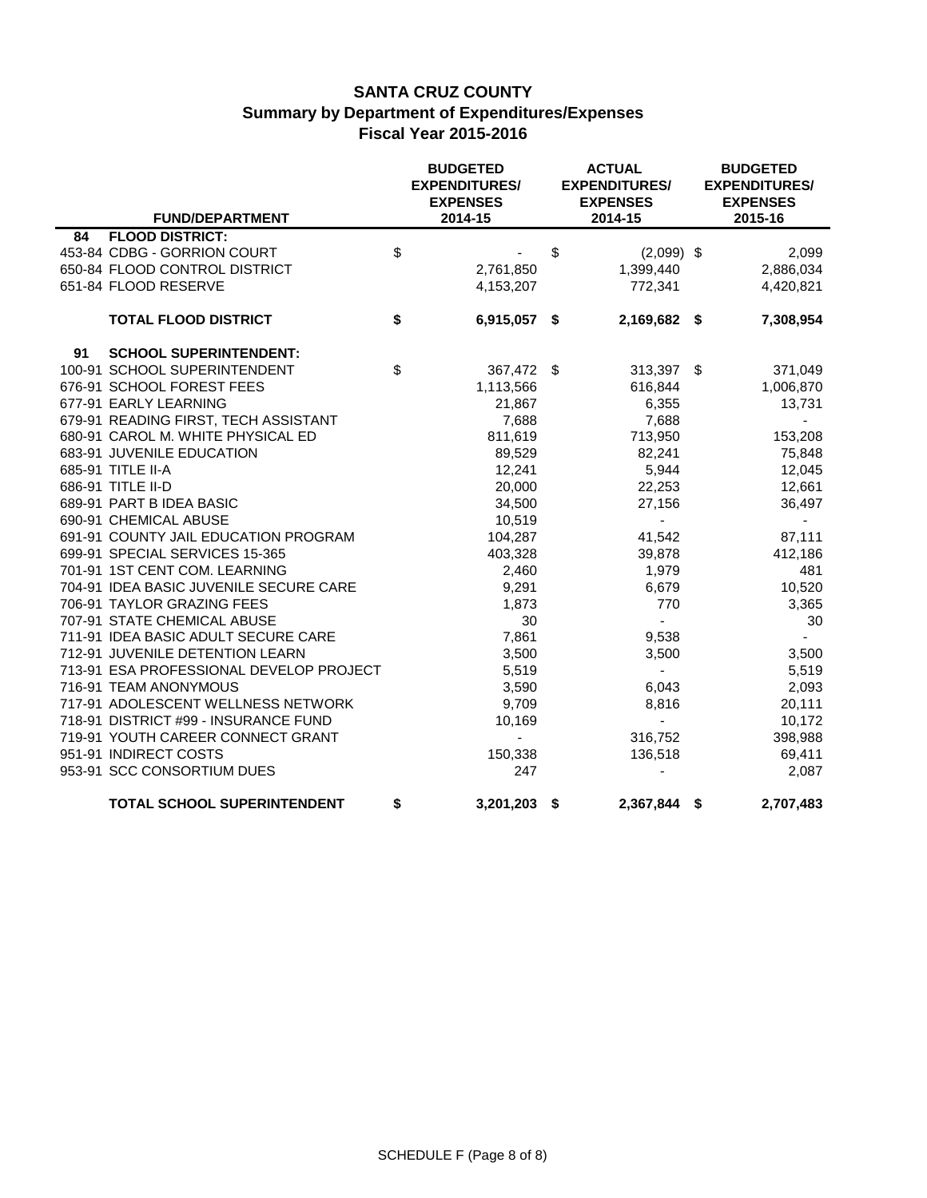# SANTA CRUZ COUNTY
## Summary by Department of Expenditures/Expenses
## Fiscal Year 2015-2016

| | FUND/DEPARTMENT | BUDGETED EXPENDITURES/ EXPENSES 2014-15 | ACTUAL EXPENDITURES/ EXPENSES 2014-15 | BUDGETED EXPENDITURES/ EXPENSES 2015-16 |
|---|---|---|---|---|
| **84** | **FLOOD DISTRICT:** | | | |
| 453-84 | CDBG - GORRION COURT | $ - | $ (2,099) | $ 2,099 |
| 650-84 | FLOOD CONTROL DISTRICT | 2,761,850 | 1,399,440 | 2,886,034 |
| 651-84 | FLOOD RESERVE | 4,153,207 | 772,341 | 4,420,821 |
| | **TOTAL FLOOD DISTRICT** | **$ 6,915,057** | **$ 2,169,682** | **$ 7,308,954** |
| **91** | **SCHOOL SUPERINTENDENT:** | | | |
| 100-91 | SCHOOL SUPERINTENDENT | $ 367,472 | $ 313,397 | $ 371,049 |
| 676-91 | SCHOOL FOREST FEES | 1,113,566 | 616,844 | 1,006,870 |
| 677-91 | EARLY LEARNING | 21,867 | 6,355 | 13,731 |
| 679-91 | READING FIRST, TECH ASSISTANT | 7,688 | 7,688 | - |
| 680-91 | CAROL M. WHITE PHYSICAL ED | 811,619 | 713,950 | 153,208 |
| 683-91 | JUVENILE EDUCATION | 89,529 | 82,241 | 75,848 |
| 685-91 | TITLE II-A | 12,241 | 5,944 | 12,045 |
| 686-91 | TITLE II-D | 20,000 | 22,253 | 12,661 |
| 689-91 | PART B IDEA BASIC | 34,500 | 27,156 | 36,497 |
| 690-91 | CHEMICAL ABUSE | 10,519 | - | - |
| 691-91 | COUNTY JAIL EDUCATION PROGRAM | 104,287 | 41,542 | 87,111 |
| 699-91 | SPECIAL SERVICES 15-365 | 403,328 | 39,878 | 412,186 |
| 701-91 | 1ST CENT COM. LEARNING | 2,460 | 1,979 | 481 |
| 704-91 | IDEA BASIC JUVENILE SECURE CARE | 9,291 | 6,679 | 10,520 |
| 706-91 | TAYLOR GRAZING FEES | 1,873 | 770 | 3,365 |
| 707-91 | STATE CHEMICAL ABUSE | 30 | - | 30 |
| 711-91 | IDEA BASIC ADULT SECURE CARE | 7,861 | 9,538 | - |
| 712-91 | JUVENILE DETENTION LEARN | 3,500 | 3,500 | 3,500 |
| 713-91 | ESA PROFESSIONAL DEVELOP PROJECT | 5,519 | - | 5,519 |
| 716-91 | TEAM ANONYMOUS | 3,590 | 6,043 | 2,093 |
| 717-91 | ADOLESCENT WELLNESS NETWORK | 9,709 | 8,816 | 20,111 |
| 718-91 | DISTRICT #99 - INSURANCE FUND | 10,169 | - | 10,172 |
| 719-91 | YOUTH CAREER CONNECT GRANT | - | 316,752 | 398,988 |
| 951-91 | INDIRECT COSTS | 150,338 | 136,518 | 69,411 |
| 953-91 | SCC CONSORTIUM DUES | 247 | - | 2,087 |
| | **TOTAL SCHOOL SUPERINTENDENT** | **$ 3,201,203** | **$ 2,367,844** | **$ 2,707,483** |

SCHEDULE F (Page 8 of 8)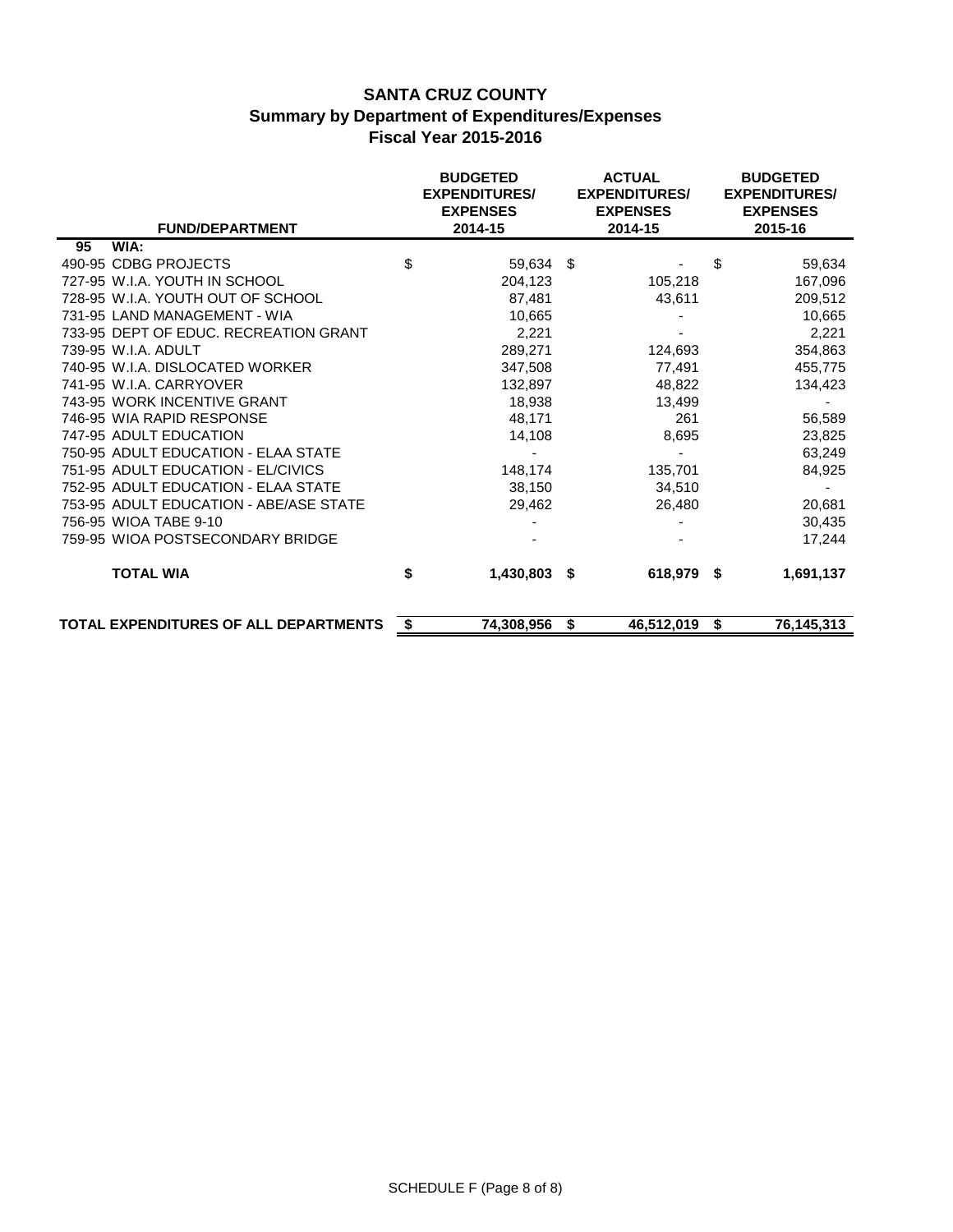# SANTA CRUZ COUNTY
## Summary by Department of Expenditures/Expenses
## Fiscal Year 2015-2016

| FUND/DEPARTMENT | BUDGETED EXPENDITURES/ EXPENSES 2014-15 | ACTUAL EXPENDITURES/ EXPENSES 2014-15 | BUDGETED EXPENDITURES/ EXPENSES 2015-16 |
|---|---|---|---|
| **95 WIA:** | | | |
| 490-95 CDBG PROJECTS | $ 59,634 | $ - | $ 59,634 |
| 727-95 W.I.A. YOUTH IN SCHOOL | 204,123 | 105,218 | 167,096 |
| 728-95 W.I.A. YOUTH OUT OF SCHOOL | 87,481 | 43,611 | 209,512 |
| 731-95 LAND MANAGEMENT - WIA | 10,665 | - | 10,665 |
| 733-95 DEPT OF EDUC. RECREATION GRANT | 2,221 | - | 2,221 |
| 739-95 W.I.A. ADULT | 289,271 | 124,693 | 354,863 |
| 740-95 W.I.A. DISLOCATED WORKER | 347,508 | 77,491 | 455,775 |
| 741-95 W.I.A. CARRYOVER | 132,897 | 48,822 | 134,423 |
| 743-95 WORK INCENTIVE GRANT | 18,938 | 13,499 | - |
| 746-95 WIA RAPID RESPONSE | 48,171 | 261 | 56,589 |
| 747-95 ADULT EDUCATION | 14,108 | 8,695 | 23,825 |
| 750-95 ADULT EDUCATION - ELAA STATE | - | - | 63,249 |
| 751-95 ADULT EDUCATION - EL/CIVICS | 148,174 | 135,701 | 84,925 |
| 752-95 ADULT EDUCATION - ELAA STATE | 38,150 | 34,510 | - |
| 753-95 ADULT EDUCATION - ABE/ASE STATE | 29,462 | 26,480 | 20,681 |
| 756-95 WIOA TABE 9-10 | - | - | 30,435 |
| 759-95 WIOA POSTSECONDARY BRIDGE | - | - | 17,244 |
| **TOTAL WIA** | **$ 1,430,803** | **$ 618,979** | **$ 1,691,137** |
| **TOTAL EXPENDITURES OF ALL DEPARTMENTS** | **$ 74,308,956** | **$ 46,512,019** | **$ 76,145,313** |

SCHEDULE F (Page 8 of 8)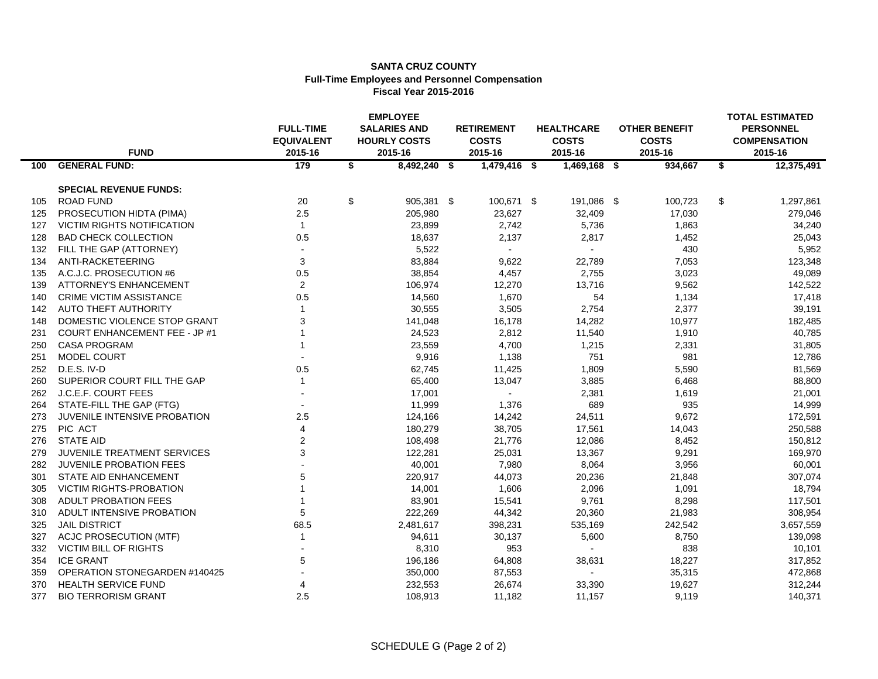# SANTA CRUZ COUNTY
## Full-Time Employees and Personnel Compensation
### Fiscal Year 2015-2016

| | FUND | FULL-TIME EQUIVALENT 2015-16 | EMPLOYEE SALARIES AND HOURLY COSTS 2015-16 | RETIREMENT COSTS 2015-16 | HEALTHCARE COSTS 2015-16 | OTHER BENEFIT COSTS 2015-16 | TOTAL ESTIMATED PERSONNEL COMPENSATION 2015-16 |
|---|---|---|---|---|---|---|---|
| **100** | **GENERAL FUND:** | **179** | **$ 8,492,240** | **$ 1,479,416** | **$ 1,469,168** | **$ 934,667** | **$ 12,375,491** |
| | **SPECIAL REVENUE FUNDS:** | | | | | | |
| 105 | ROAD FUND | 20 | $ 905,381 | $ 100,671 | $ 191,086 | $ 100,723 | $ 1,297,861 |
| 125 | PROSECUTION HIDTA (PIMA) | 2.5 | 205,980 | 23,627 | 32,409 | 17,030 | 279,046 |
| 127 | VICTIM RIGHTS NOTIFICATION | 1 | 23,899 | 2,742 | 5,736 | 1,863 | 34,240 |
| 128 | BAD CHECK COLLECTION | 0.5 | 18,637 | 2,137 | 2,817 | 1,452 | 25,043 |
| 132 | FILL THE GAP (ATTORNEY) | - | 5,522 | - | - | 430 | 5,952 |
| 134 | ANTI-RACKETEERING | 3 | 83,884 | 9,622 | 22,789 | 7,053 | 123,348 |
| 135 | A.C.J.C. PROSECUTION #6 | 0.5 | 38,854 | 4,457 | 2,755 | 3,023 | 49,089 |
| 139 | ATTORNEY'S ENHANCEMENT | 2 | 106,974 | 12,270 | 13,716 | 9,562 | 142,522 |
| 140 | CRIME VICTIM ASSISTANCE | 0.5 | 14,560 | 1,670 | 54 | 1,134 | 17,418 |
| 142 | AUTO THEFT AUTHORITY | 1 | 30,555 | 3,505 | 2,754 | 2,377 | 39,191 |
| 148 | DOMESTIC VIOLENCE STOP GRANT | 3 | 141,048 | 16,178 | 14,282 | 10,977 | 182,485 |
| 231 | COURT ENHANCEMENT FEE - JP #1 | 1 | 24,523 | 2,812 | 11,540 | 1,910 | 40,785 |
| 250 | CASA PROGRAM | 1 | 23,559 | 4,700 | 1,215 | 2,331 | 31,805 |
| 251 | MODEL COURT | - | 9,916 | 1,138 | 751 | 981 | 12,786 |
| 252 | D.E.S. IV-D | 0.5 | 62,745 | 11,425 | 1,809 | 5,590 | 81,569 |
| 260 | SUPERIOR COURT FILL THE GAP | 1 | 65,400 | 13,047 | 3,885 | 6,468 | 88,800 |
| 262 | J.C.E.F. COURT FEES | - | 17,001 | - | 2,381 | 1,619 | 21,001 |
| 264 | STATE-FILL THE GAP (FTG) | - | 11,999 | 1,376 | 689 | 935 | 14,999 |
| 273 | JUVENILE INTENSIVE PROBATION | 2.5 | 124,166 | 14,242 | 24,511 | 9,672 | 172,591 |
| 275 | PIC ACT | 4 | 180,279 | 38,705 | 17,561 | 14,043 | 250,588 |
| 276 | STATE AID | 2 | 108,498 | 21,776 | 12,086 | 8,452 | 150,812 |
| 279 | JUVENILE TREATMENT SERVICES | 3 | 122,281 | 25,031 | 13,367 | 9,291 | 169,970 |
| 282 | JUVENILE PROBATION FEES | - | 40,001 | 7,980 | 8,064 | 3,956 | 60,001 |
| 301 | STATE AID ENHANCEMENT | 5 | 220,917 | 44,073 | 20,236 | 21,848 | 307,074 |
| 305 | VICTIM RIGHTS-PROBATION | 1 | 14,001 | 1,606 | 2,096 | 1,091 | 18,794 |
| 308 | ADULT PROBATION FEES | 1 | 83,901 | 15,541 | 9,761 | 8,298 | 117,501 |
| 310 | ADULT INTENSIVE PROBATION | 5 | 222,269 | 44,342 | 20,360 | 21,983 | 308,954 |
| 325 | JAIL DISTRICT | 68.5 | 2,481,617 | 398,231 | 535,169 | 242,542 | 3,657,559 |
| 327 | ACJC PROSECUTION (MTF) | 1 | 94,611 | 30,137 | 5,600 | 8,750 | 139,098 |
| 332 | VICTIM BILL OF RIGHTS | - | 8,310 | 953 | - | 838 | 10,101 |
| 354 | ICE GRANT | 5 | 196,186 | 64,808 | 38,631 | 18,227 | 317,852 |
| 359 | OPERATION STONEGARDEN #140425 | - | 350,000 | 87,553 | - | 35,315 | 472,868 |
| 370 | HEALTH SERVICE FUND | 4 | 232,553 | 26,674 | 33,390 | 19,627 | 312,244 |
| 377 | BIO TERRORISM GRANT | 2.5 | 108,913 | 11,182 | 11,157 | 9,119 | 140,371 |

SCHEDULE G (Page 2 of 2)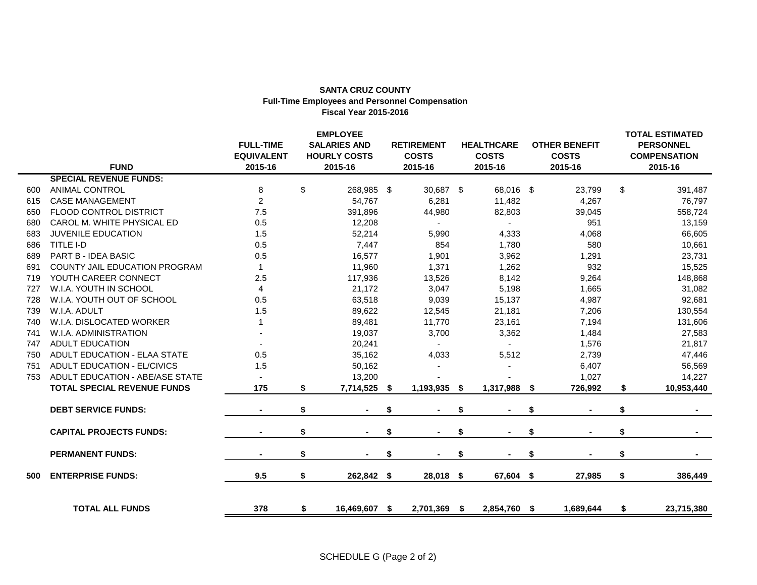**SANTA CRUZ COUNTY**
**Full-Time Employees and Personnel Compensation**
**Fiscal Year 2015-2016**

| | FUND | FULL-TIME EQUIVALENT 2015-16 | EMPLOYEE SALARIES AND HOURLY COSTS 2015-16 | RETIREMENT COSTS 2015-16 | HEALTHCARE COSTS 2015-16 | OTHER BENEFIT COSTS 2015-16 | TOTAL ESTIMATED PERSONNEL COMPENSATION 2015-16 |
|---|---|---|---|---|---|---|---|
| | **SPECIAL REVENUE FUNDS:** | | | | | | |
| 600 | ANIMAL CONTROL | 8 | $ 268,985 | $ 30,687 | $ 68,016 | $ 23,799 | $ 391,487 |
| 615 | CASE MANAGEMENT | 2 | 54,767 | 6,281 | 11,482 | 4,267 | 76,797 |
| 650 | FLOOD CONTROL DISTRICT | 7.5 | 391,896 | 44,980 | 82,803 | 39,045 | 558,724 |
| 680 | CAROL M. WHITE PHYSICAL ED | 0.5 | 12,208 | - | - | 951 | 13,159 |
| 683 | JUVENILE EDUCATION | 1.5 | 52,214 | 5,990 | 4,333 | 4,068 | 66,605 |
| 686 | TITLE I-D | 0.5 | 7,447 | 854 | 1,780 | 580 | 10,661 |
| 689 | PART B - IDEA BASIC | 0.5 | 16,577 | 1,901 | 3,962 | 1,291 | 23,731 |
| 691 | COUNTY JAIL EDUCATION PROGRAM | 1 | 11,960 | 1,371 | 1,262 | 932 | 15,525 |
| 719 | YOUTH CAREER CONNECT | 2.5 | 117,936 | 13,526 | 8,142 | 9,264 | 148,868 |
| 727 | W.I.A. YOUTH IN SCHOOL | 4 | 21,172 | 3,047 | 5,198 | 1,665 | 31,082 |
| 728 | W.I.A. YOUTH OUT OF SCHOOL | 0.5 | 63,518 | 9,039 | 15,137 | 4,987 | 92,681 |
| 739 | W.I.A. ADULT | 1.5 | 89,622 | 12,545 | 21,181 | 7,206 | 130,554 |
| 740 | W.I.A. DISLOCATED WORKER | 1 | 89,481 | 11,770 | 23,161 | 7,194 | 131,606 |
| 741 | W.I.A. ADMINISTRATION | - | 19,037 | 3,700 | 3,362 | 1,484 | 27,583 |
| 747 | ADULT EDUCATION | - | 20,241 | - | - | 1,576 | 21,817 |
| 750 | ADULT EDUCATION - ELAA STATE | 0.5 | 35,162 | 4,033 | 5,512 | 2,739 | 47,446 |
| 751 | ADULT EDUCATION - EL/CIVICS | 1.5 | 50,162 | - | - | 6,407 | 56,569 |
| 753 | ADULT EDUCATION - ABE/ASE STATE | - | 13,200 | - | - | 1,027 | 14,227 |
| | **TOTAL SPECIAL REVENUE FUNDS** | **175** | **$ 7,714,525** | **$ 1,193,935** | **$ 1,317,988** | **$ 726,992** | **$ 10,953,440** |
| | **DEBT SERVICE FUNDS:** | **-** | **$ -** | **$ -** | **$ -** | **$ -** | **$ -** |
| | **CAPITAL PROJECTS FUNDS:** | **-** | **$ -** | **$ -** | **$ -** | **$ -** | **$ -** |
| | **PERMANENT FUNDS:** | **-** | **$ -** | **$ -** | **$ -** | **$ -** | **$ -** |
| **500** | **ENTERPRISE FUNDS:** | **9.5** | **$ 262,842** | **$ 28,018** | **$ 67,604** | **$ 27,985** | **$ 386,449** |
| | **TOTAL ALL FUNDS** | **378** | **$ 16,469,607** | **$ 2,701,369** | **$ 2,854,760** | **$ 1,689,644** | **$ 23,715,380** |

SCHEDULE G (Page 2 of 2)